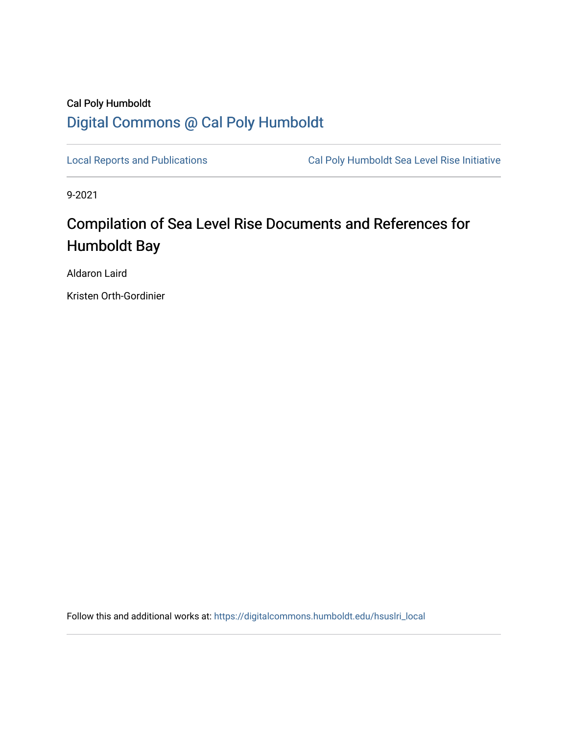Cal Poly Humboldt

Digital Commons @ Cal Poly Humboldt

Local Reports and Publications | Cal Poly Humboldt Sea Level Rise Initiative

9-2021

# Compilation of Sea Level Rise Documents and References for Humboldt Bay

Aldaron Laird

Kristen Orth-Gordinier

Follow this and additional works at: https://digitalcommons.humboldt.edu/hsuslri_local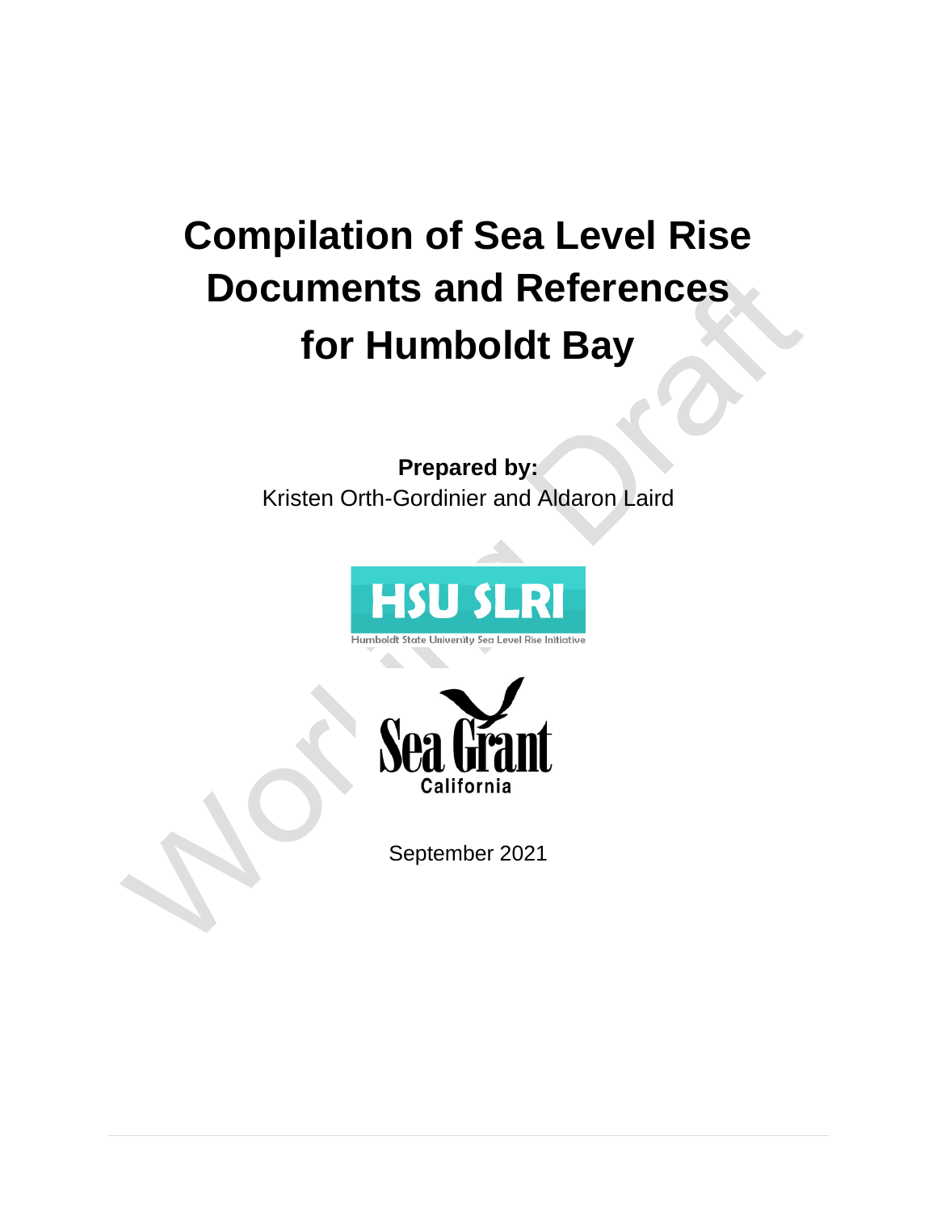# Compilation of Sea Level Rise Documents and References for Humboldt Bay

**Prepared by:**
Kristen Orth-Gordinier and Aldaron Laird

HSU SLRI
Humboldt State University Sea Level Rise Initiative

Sea Grant
California

September 2021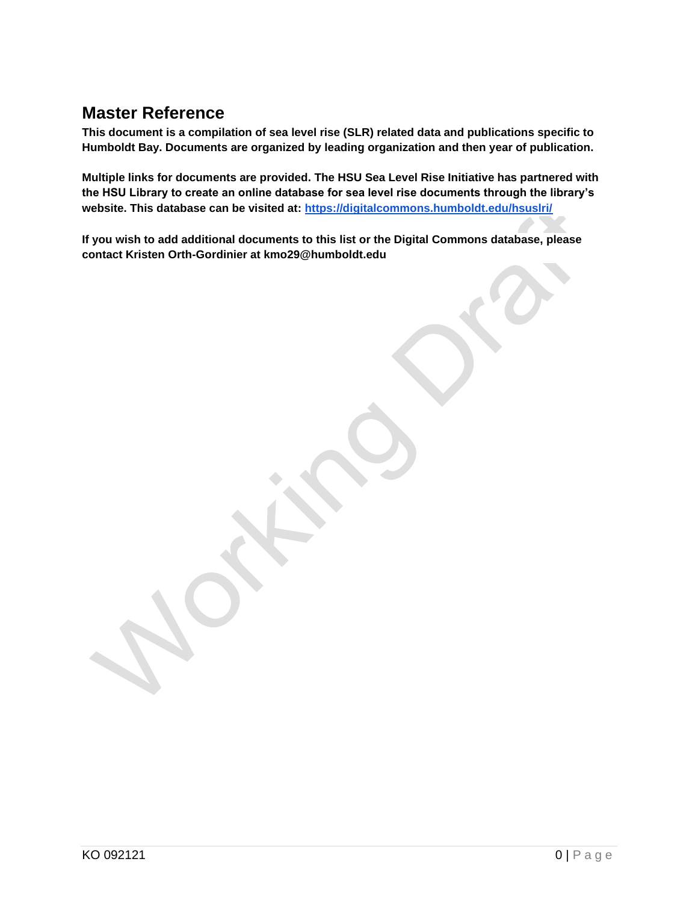# Master Reference

**This document is a compilation of sea level rise (SLR) related data and publications specific to Humboldt Bay. Documents are organized by leading organization and then year of publication.**

**Multiple links for documents are provided. The HSU Sea Level Rise Initiative has partnered with the HSU Library to create an online database for sea level rise documents through the library's website. This database can be visited at: [https://digitalcommons.humboldt.edu/hsuslri/](https://digitalcommons.humboldt.edu/hsuslri/)**

**If you wish to add additional documents to this list or the Digital Commons database, please contact Kristen Orth-Gordinier at kmo29@humboldt.edu**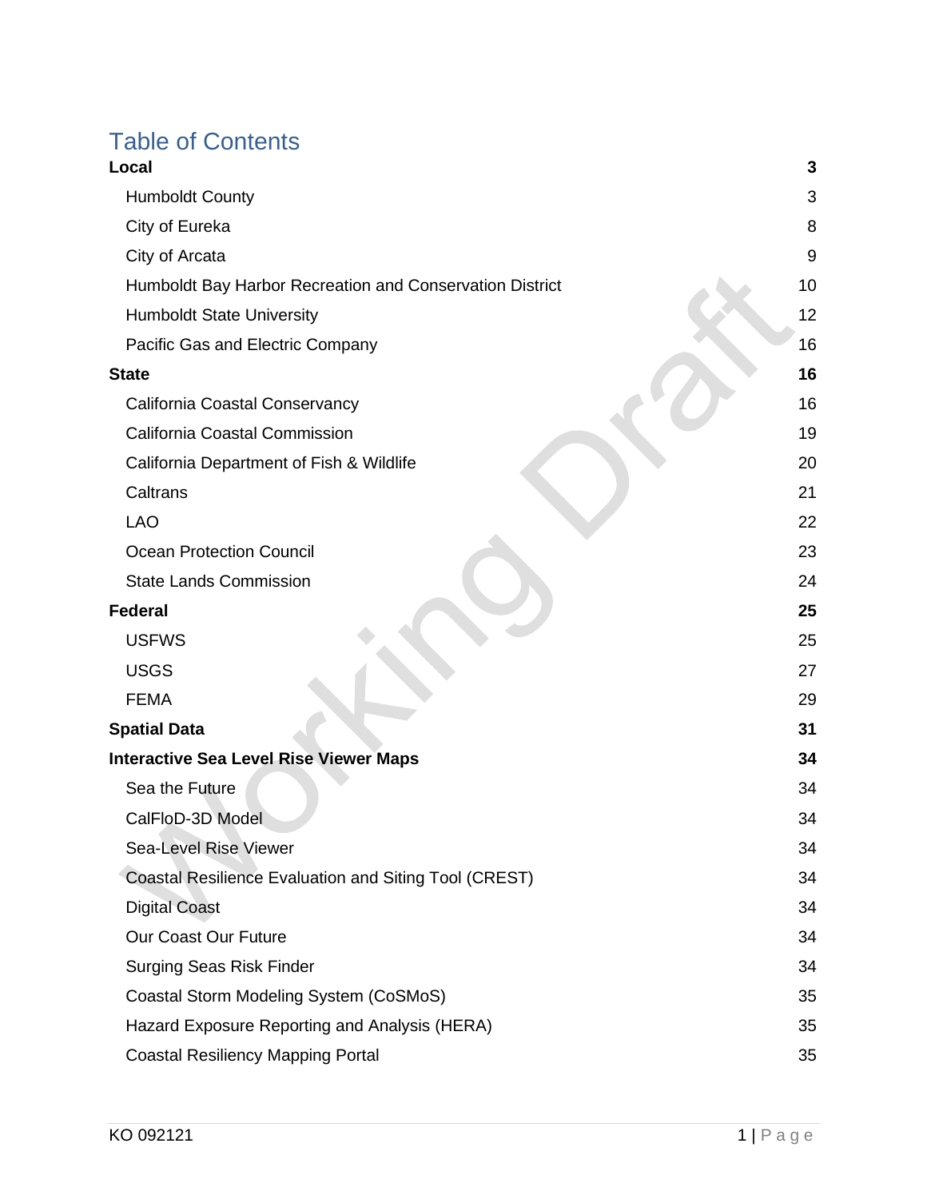# Table of Contents

| | |
|---|---|
| **Local** | **3** |
| Humboldt County | 3 |
| City of Eureka | 8 |
| City of Arcata | 9 |
| Humboldt Bay Harbor Recreation and Conservation District | 10 |
| Humboldt State University | 12 |
| Pacific Gas and Electric Company | 16 |
| **State** | **16** |
| California Coastal Conservancy | 16 |
| California Coastal Commission | 19 |
| California Department of Fish & Wildlife | 20 |
| Caltrans | 21 |
| LAO | 22 |
| Ocean Protection Council | 23 |
| State Lands Commission | 24 |
| **Federal** | **25** |
| USFWS | 25 |
| USGS | 27 |
| FEMA | 29 |
| **Spatial Data** | **31** |
| **Interactive Sea Level Rise Viewer Maps** | **34** |
| Sea the Future | 34 |
| CalFloD-3D Model | 34 |
| Sea-Level Rise Viewer | 34 |
| Coastal Resilience Evaluation and Siting Tool (CREST) | 34 |
| Digital Coast | 34 |
| Our Coast Our Future | 34 |
| Surging Seas Risk Finder | 34 |
| Coastal Storm Modeling System (CoSMoS) | 35 |
| Hazard Exposure Reporting and Analysis (HERA) | 35 |
| Coastal Resiliency Mapping Portal | 35 |

KO 092121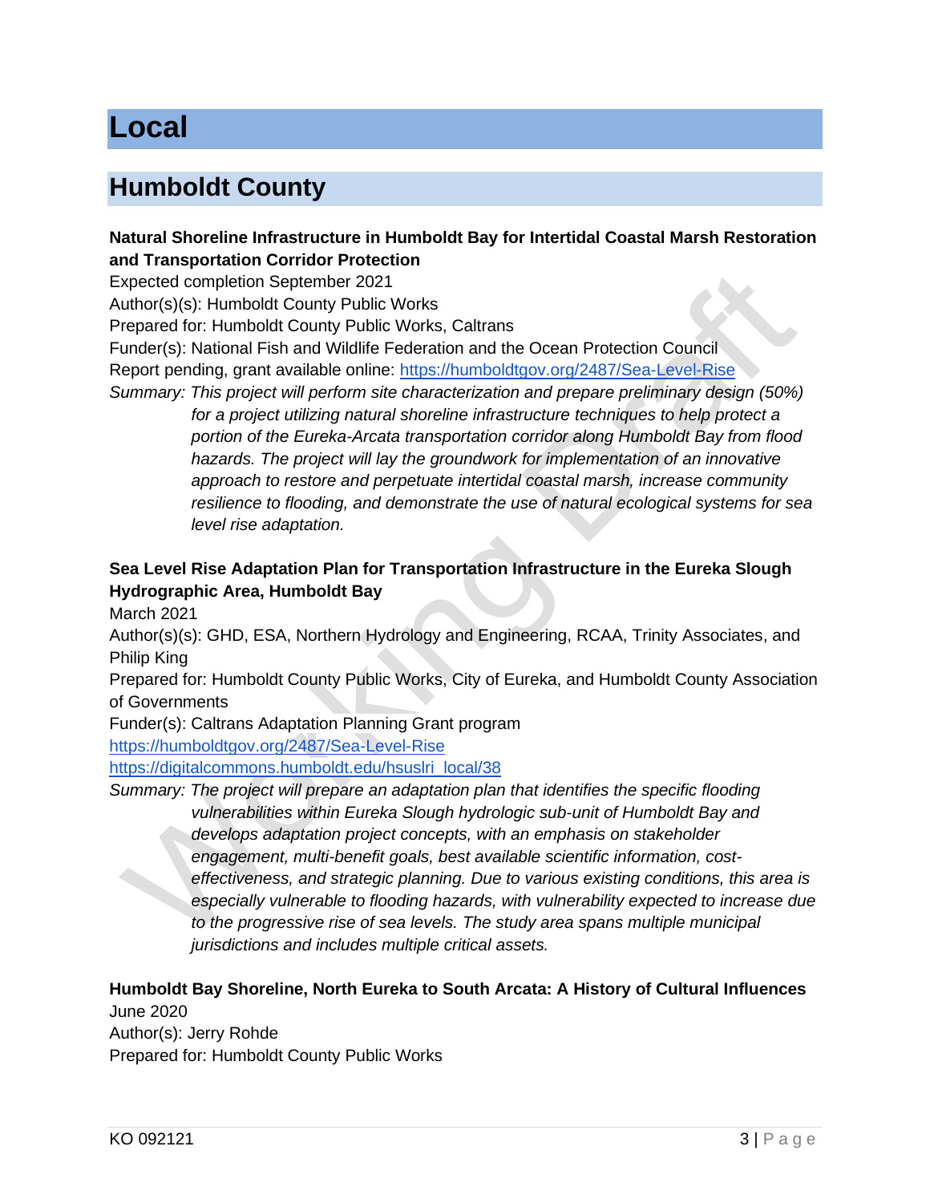# Local

## Humboldt County

**Natural Shoreline Infrastructure in Humboldt Bay for Intertidal Coastal Marsh Restoration and Transportation Corridor Protection**

Expected completion September 2021

Author(s)(s): Humboldt County Public Works

Prepared for: Humboldt County Public Works, Caltrans

Funder(s): National Fish and Wildlife Federation and the Ocean Protection Council

Report pending, grant available online: https://humboldtgov.org/2487/Sea-Level-Rise

*Summary: This project will perform site characterization and prepare preliminary design (50%) for a project utilizing natural shoreline infrastructure techniques to help protect a portion of the Eureka-Arcata transportation corridor along Humboldt Bay from flood hazards. The project will lay the groundwork for implementation of an innovative approach to restore and perpetuate intertidal coastal marsh, increase community resilience to flooding, and demonstrate the use of natural ecological systems for sea level rise adaptation.*

**Sea Level Rise Adaptation Plan for Transportation Infrastructure in the Eureka Slough Hydrographic Area, Humboldt Bay**

March 2021

Author(s)(s): GHD, ESA, Northern Hydrology and Engineering, RCAA, Trinity Associates, and Philip King

Prepared for: Humboldt County Public Works, City of Eureka, and Humboldt County Association of Governments

Funder(s): Caltrans Adaptation Planning Grant program

https://humboldtgov.org/2487/Sea-Level-Rise

https://digitalcommons.humboldt.edu/hsuslri_local/38

*Summary: The project will prepare an adaptation plan that identifies the specific flooding vulnerabilities within Eureka Slough hydrologic sub-unit of Humboldt Bay and develops adaptation project concepts, with an emphasis on stakeholder engagement, multi-benefit goals, best available scientific information, cost-effectiveness, and strategic planning. Due to various existing conditions, this area is especially vulnerable to flooding hazards, with vulnerability expected to increase due to the progressive rise of sea levels. The study area spans multiple municipal jurisdictions and includes multiple critical assets.*

**Humboldt Bay Shoreline, North Eureka to South Arcata: A History of Cultural Influences**

June 2020

Author(s): Jerry Rohde

Prepared for: Humboldt County Public Works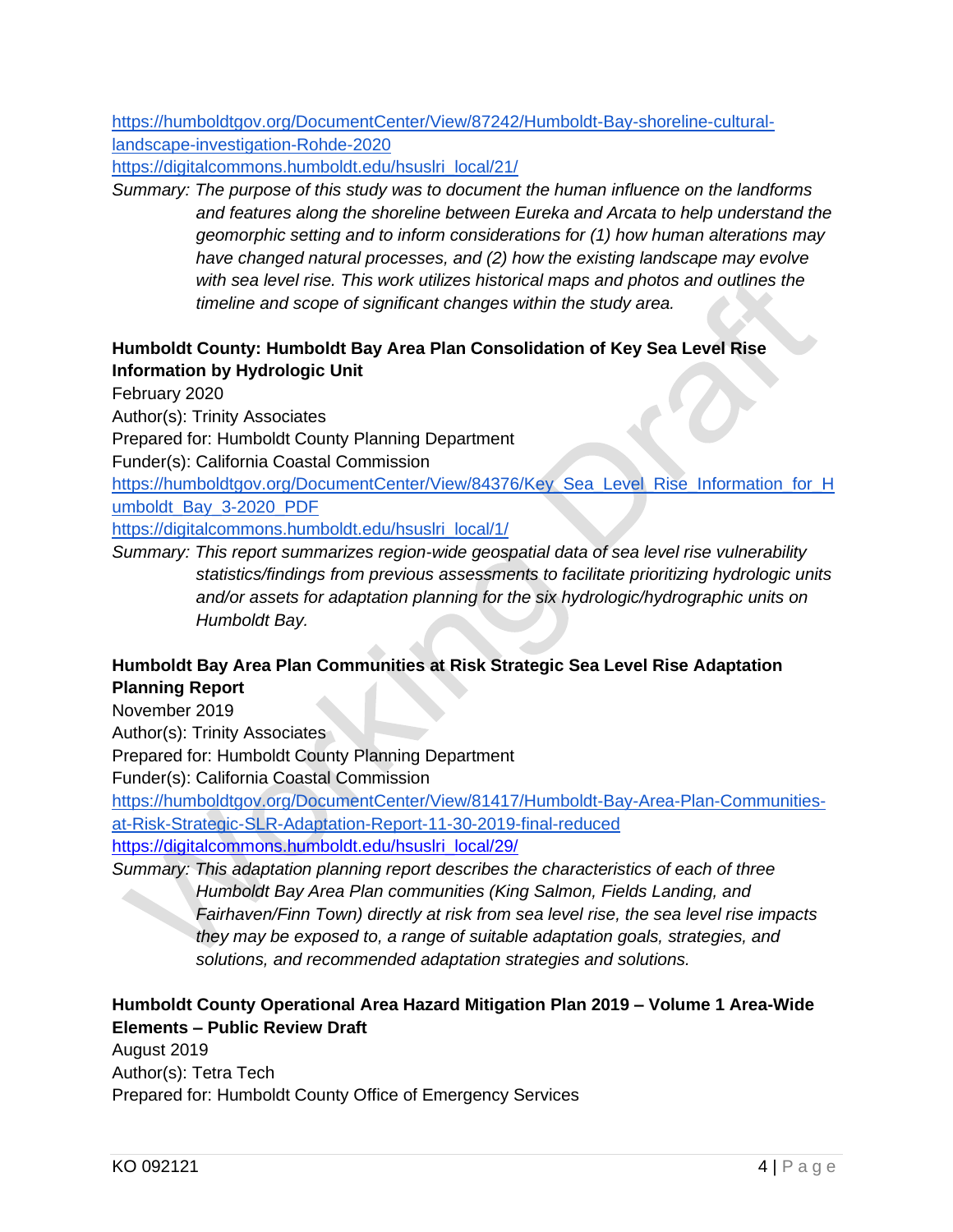https://humboldtgov.org/DocumentCenter/View/87242/Humboldt-Bay-shoreline-cultural-landscape-investigation-Rohde-2020
https://digitalcommons.humboldt.edu/hsuslri_local/21/

*Summary: The purpose of this study was to document the human influence on the landforms and features along the shoreline between Eureka and Arcata to help understand the geomorphic setting and to inform considerations for (1) how human alterations may have changed natural processes, and (2) how the existing landscape may evolve with sea level rise. This work utilizes historical maps and photos and outlines the timeline and scope of significant changes within the study area.*

**Humboldt County: Humboldt Bay Area Plan Consolidation of Key Sea Level Rise Information by Hydrologic Unit**

February 2020
Author(s): Trinity Associates
Prepared for: Humboldt County Planning Department
Funder(s): California Coastal Commission
https://humboldtgov.org/DocumentCenter/View/84376/Key_Sea_Level_Rise_Information_for_Humboldt_Bay_3-2020_PDF
https://digitalcommons.humboldt.edu/hsuslri_local/1/

*Summary: This report summarizes region-wide geospatial data of sea level rise vulnerability statistics/findings from previous assessments to facilitate prioritizing hydrologic units and/or assets for adaptation planning for the six hydrologic/hydrographic units on Humboldt Bay.*

**Humboldt Bay Area Plan Communities at Risk Strategic Sea Level Rise Adaptation Planning Report**

November 2019
Author(s): Trinity Associates
Prepared for: Humboldt County Planning Department
Funder(s): California Coastal Commission
https://humboldtgov.org/DocumentCenter/View/81417/Humboldt-Bay-Area-Plan-Communities-at-Risk-Strategic-SLR-Adaptation-Report-11-30-2019-final-reduced
https://digitalcommons.humboldt.edu/hsuslri_local/29/

*Summary: This adaptation planning report describes the characteristics of each of three Humboldt Bay Area Plan communities (King Salmon, Fields Landing, and Fairhaven/Finn Town) directly at risk from sea level rise, the sea level rise impacts they may be exposed to, a range of suitable adaptation goals, strategies, and solutions, and recommended adaptation strategies and solutions.*

**Humboldt County Operational Area Hazard Mitigation Plan 2019 – Volume 1 Area-Wide Elements – Public Review Draft**

August 2019
Author(s): Tetra Tech
Prepared for: Humboldt County Office of Emergency Services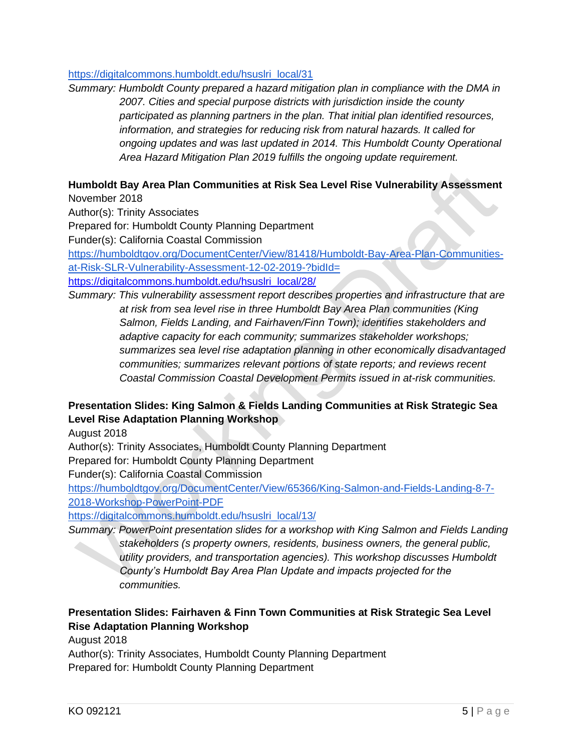https://digitalcommons.humboldt.edu/hsuslri_local/31

*Summary: Humboldt County prepared a hazard mitigation plan in compliance with the DMA in 2007. Cities and special purpose districts with jurisdiction inside the county participated as planning partners in the plan. That initial plan identified resources, information, and strategies for reducing risk from natural hazards. It called for ongoing updates and was last updated in 2014. This Humboldt County Operational Area Hazard Mitigation Plan 2019 fulfills the ongoing update requirement.*

**Humboldt Bay Area Plan Communities at Risk Sea Level Rise Vulnerability Assessment**
November 2018
Author(s): Trinity Associates
Prepared for: Humboldt County Planning Department
Funder(s): California Coastal Commission
https://humboldtgov.org/DocumentCenter/View/81418/Humboldt-Bay-Area-Plan-Communities-at-Risk-SLR-Vulnerability-Assessment-12-02-2019-?bidId=
https://digitalcommons.humboldt.edu/hsuslri_local/28/

*Summary: This vulnerability assessment report describes properties and infrastructure that are at risk from sea level rise in three Humboldt Bay Area Plan communities (King Salmon, Fields Landing, and Fairhaven/Finn Town); identifies stakeholders and adaptive capacity for each community; summarizes stakeholder workshops; summarizes sea level rise adaptation planning in other economically disadvantaged communities; summarizes relevant portions of state reports; and reviews recent Coastal Commission Coastal Development Permits issued in at-risk communities.*

**Presentation Slides: King Salmon & Fields Landing Communities at Risk Strategic Sea Level Rise Adaptation Planning Workshop**
August 2018
Author(s): Trinity Associates, Humboldt County Planning Department
Prepared for: Humboldt County Planning Department
Funder(s): California Coastal Commission
https://humboldtgov.org/DocumentCenter/View/65366/King-Salmon-and-Fields-Landing-8-7-2018-Workshop-PowerPoint-PDF
https://digitalcommons.humboldt.edu/hsuslri_local/13/

*Summary: PowerPoint presentation slides for a workshop with King Salmon and Fields Landing stakeholders (s property owners, residents, business owners, the general public, utility providers, and transportation agencies). This workshop discusses Humboldt County's Humboldt Bay Area Plan Update and impacts projected for the communities.*

**Presentation Slides: Fairhaven & Finn Town Communities at Risk Strategic Sea Level Rise Adaptation Planning Workshop**
August 2018
Author(s): Trinity Associates, Humboldt County Planning Department
Prepared for: Humboldt County Planning Department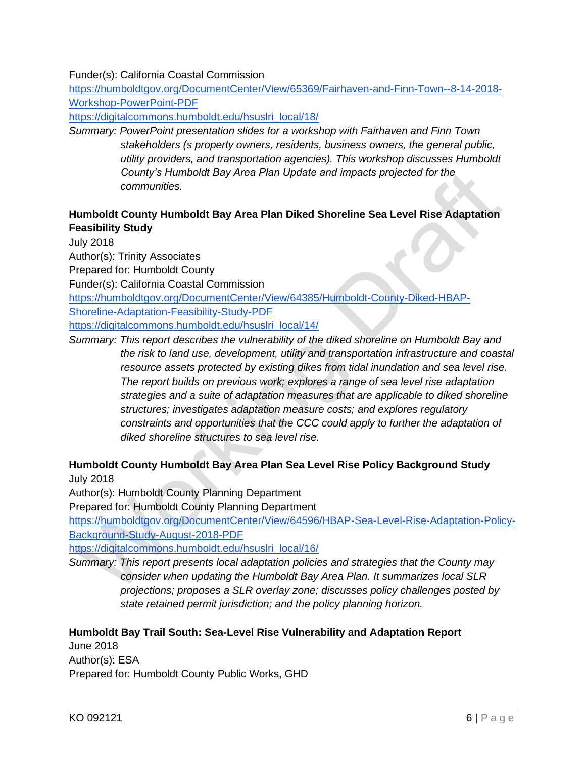Funder(s): California Coastal Commission
https://humboldtgov.org/DocumentCenter/View/65369/Fairhaven-and-Finn-Town--8-14-2018-Workshop-PowerPoint-PDF
https://digitalcommons.humboldt.edu/hsuslri_local/18/

*Summary: PowerPoint presentation slides for a workshop with Fairhaven and Finn Town stakeholders (s property owners, residents, business owners, the general public, utility providers, and transportation agencies). This workshop discusses Humboldt County's Humboldt Bay Area Plan Update and impacts projected for the communities.*

**Humboldt County Humboldt Bay Area Plan Diked Shoreline Sea Level Rise Adaptation Feasibility Study**
July 2018
Author(s): Trinity Associates
Prepared for: Humboldt County
Funder(s): California Coastal Commission
https://humboldtgov.org/DocumentCenter/View/64385/Humboldt-County-Diked-HBAP-Shoreline-Adaptation-Feasibility-Study-PDF
https://digitalcommons.humboldt.edu/hsuslri_local/14/

*Summary: This report describes the vulnerability of the diked shoreline on Humboldt Bay and the risk to land use, development, utility and transportation infrastructure and coastal resource assets protected by existing dikes from tidal inundation and sea level rise. The report builds on previous work; explores a range of sea level rise adaptation strategies and a suite of adaptation measures that are applicable to diked shoreline structures; investigates adaptation measure costs; and explores regulatory constraints and opportunities that the CCC could apply to further the adaptation of diked shoreline structures to sea level rise.*

**Humboldt County Humboldt Bay Area Plan Sea Level Rise Policy Background Study**
July 2018
Author(s): Humboldt County Planning Department
Prepared for: Humboldt County Planning Department
https://humboldtgov.org/DocumentCenter/View/64596/HBAP-Sea-Level-Rise-Adaptation-Policy-Background-Study-August-2018-PDF
https://digitalcommons.humboldt.edu/hsuslri_local/16/

*Summary: This report presents local adaptation policies and strategies that the County may consider when updating the Humboldt Bay Area Plan. It summarizes local SLR projections; proposes a SLR overlay zone; discusses policy challenges posted by state retained permit jurisdiction; and the policy planning horizon.*

**Humboldt Bay Trail South: Sea-Level Rise Vulnerability and Adaptation Report**
June 2018
Author(s): ESA
Prepared for: Humboldt County Public Works, GHD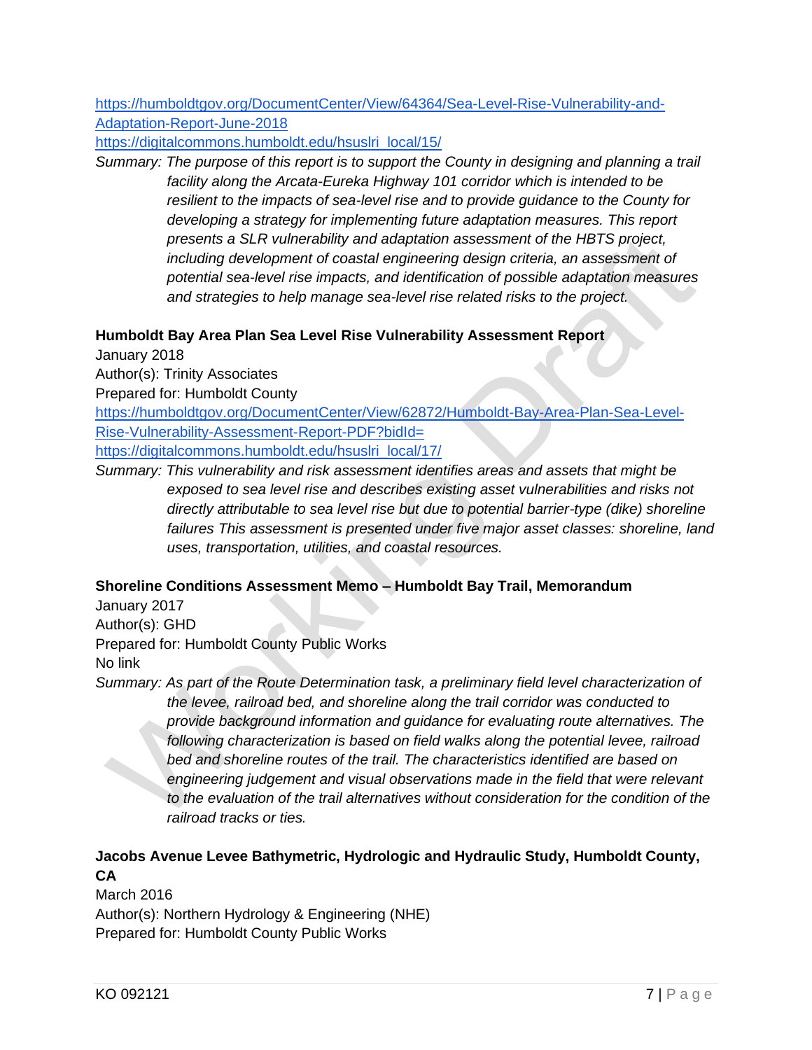https://humboldtgov.org/DocumentCenter/View/64364/Sea-Level-Rise-Vulnerability-and-Adaptation-Report-June-2018
https://digitalcommons.humboldt.edu/hsuslri_local/15/

*Summary: The purpose of this report is to support the County in designing and planning a trail facility along the Arcata-Eureka Highway 101 corridor which is intended to be resilient to the impacts of sea-level rise and to provide guidance to the County for developing a strategy for implementing future adaptation measures. This report presents a SLR vulnerability and adaptation assessment of the HBTS project, including development of coastal engineering design criteria, an assessment of potential sea-level rise impacts, and identification of possible adaptation measures and strategies to help manage sea-level rise related risks to the project.*

**Humboldt Bay Area Plan Sea Level Rise Vulnerability Assessment Report**

January 2018
Author(s): Trinity Associates
Prepared for: Humboldt County
https://humboldtgov.org/DocumentCenter/View/62872/Humboldt-Bay-Area-Plan-Sea-Level-Rise-Vulnerability-Assessment-Report-PDF?bidId=
https://digitalcommons.humboldt.edu/hsuslri_local/17/

*Summary: This vulnerability and risk assessment identifies areas and assets that might be exposed to sea level rise and describes existing asset vulnerabilities and risks not directly attributable to sea level rise but due to potential barrier-type (dike) shoreline failures This assessment is presented under five major asset classes: shoreline, land uses, transportation, utilities, and coastal resources.*

**Shoreline Conditions Assessment Memo – Humboldt Bay Trail, Memorandum**

January 2017
Author(s): GHD
Prepared for: Humboldt County Public Works
No link

*Summary: As part of the Route Determination task, a preliminary field level characterization of the levee, railroad bed, and shoreline along the trail corridor was conducted to provide background information and guidance for evaluating route alternatives. The following characterization is based on field walks along the potential levee, railroad bed and shoreline routes of the trail. The characteristics identified are based on engineering judgement and visual observations made in the field that were relevant to the evaluation of the trail alternatives without consideration for the condition of the railroad tracks or ties.*

**Jacobs Avenue Levee Bathymetric, Hydrologic and Hydraulic Study, Humboldt County, CA**

March 2016
Author(s): Northern Hydrology & Engineering (NHE)
Prepared for: Humboldt County Public Works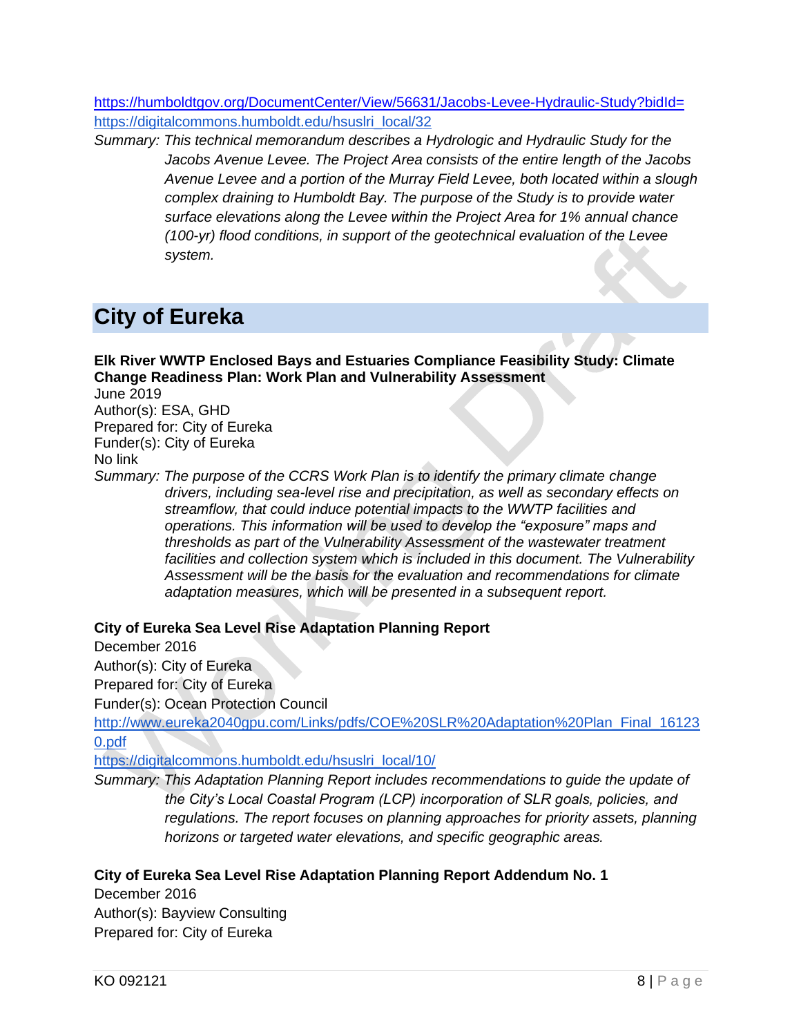https://humboldtgov.org/DocumentCenter/View/56631/Jacobs-Levee-Hydraulic-Study?bidId=
https://digitalcommons.humboldt.edu/hsuslri_local/32

*Summary: This technical memorandum describes a Hydrologic and Hydraulic Study for the Jacobs Avenue Levee. The Project Area consists of the entire length of the Jacobs Avenue Levee and a portion of the Murray Field Levee, both located within a slough complex draining to Humboldt Bay. The purpose of the Study is to provide water surface elevations along the Levee within the Project Area for 1% annual chance (100-yr) flood conditions, in support of the geotechnical evaluation of the Levee system.*

## City of Eureka

**Elk River WWTP Enclosed Bays and Estuaries Compliance Feasibility Study: Climate Change Readiness Plan: Work Plan and Vulnerability Assessment**
June 2019
Author(s): ESA, GHD
Prepared for: City of Eureka
Funder(s): City of Eureka
No link

*Summary: The purpose of the CCRS Work Plan is to identify the primary climate change drivers, including sea-level rise and precipitation, as well as secondary effects on streamflow, that could induce potential impacts to the WWTP facilities and operations. This information will be used to develop the "exposure" maps and thresholds as part of the Vulnerability Assessment of the wastewater treatment facilities and collection system which is included in this document. The Vulnerability Assessment will be the basis for the evaluation and recommendations for climate adaptation measures, which will be presented in a subsequent report.*

**City of Eureka Sea Level Rise Adaptation Planning Report**
December 2016
Author(s): City of Eureka
Prepared for: City of Eureka
Funder(s): Ocean Protection Council
http://www.eureka2040gpu.com/Links/pdfs/COE%20SLR%20Adaptation%20Plan_Final_161230.pdf
https://digitalcommons.humboldt.edu/hsuslri_local/10/

*Summary: This Adaptation Planning Report includes recommendations to guide the update of the City's Local Coastal Program (LCP) incorporation of SLR goals, policies, and regulations. The report focuses on planning approaches for priority assets, planning horizons or targeted water elevations, and specific geographic areas.*

**City of Eureka Sea Level Rise Adaptation Planning Report Addendum No. 1**
December 2016
Author(s): Bayview Consulting
Prepared for: City of Eureka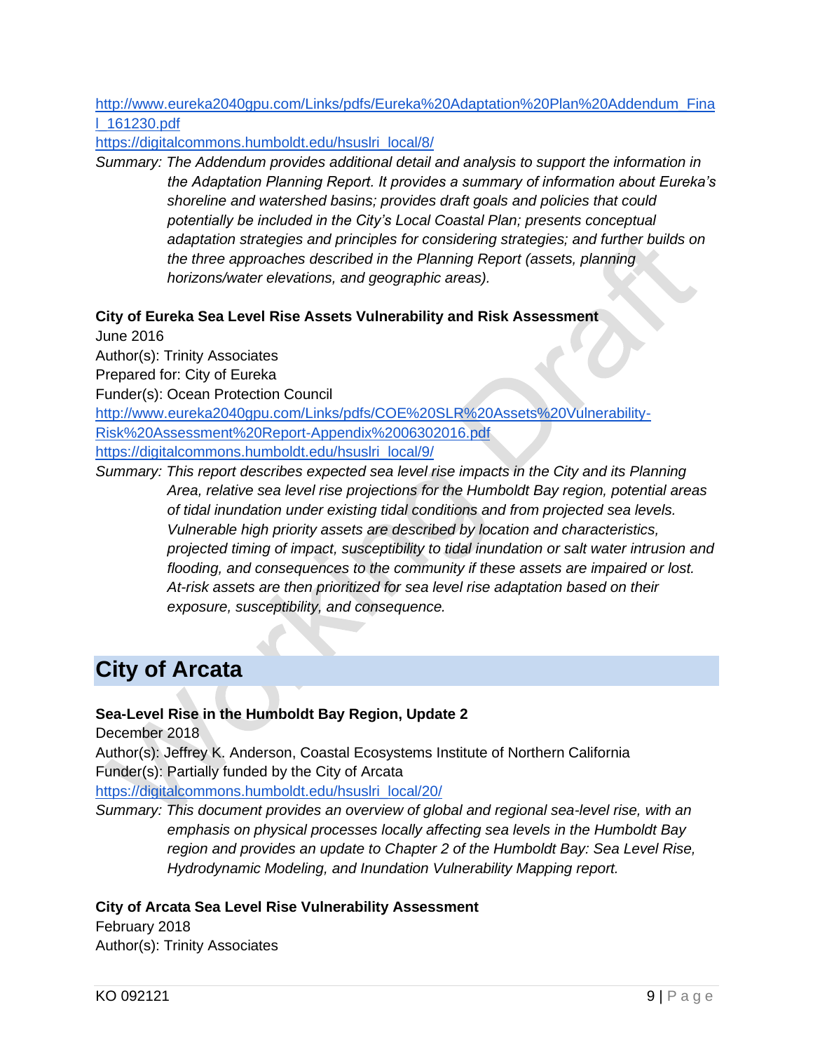http://www.eureka2040gpu.com/Links/pdfs/Eureka%20Adaptation%20Plan%20Addendum_Final_161230.pdf
https://digitalcommons.humboldt.edu/hsuslri_local/8/

*Summary: The Addendum provides additional detail and analysis to support the information in the Adaptation Planning Report. It provides a summary of information about Eureka's shoreline and watershed basins; provides draft goals and policies that could potentially be included in the City's Local Coastal Plan; presents conceptual adaptation strategies and principles for considering strategies; and further builds on the three approaches described in the Planning Report (assets, planning horizons/water elevations, and geographic areas).*

**City of Eureka Sea Level Rise Assets Vulnerability and Risk Assessment**
June 2016
Author(s): Trinity Associates
Prepared for: City of Eureka
Funder(s): Ocean Protection Council
http://www.eureka2040gpu.com/Links/pdfs/COE%20SLR%20Assets%20Vulnerability-Risk%20Assessment%20Report-Appendix%2006302016.pdf
https://digitalcommons.humboldt.edu/hsuslri_local/9/

*Summary: This report describes expected sea level rise impacts in the City and its Planning Area, relative sea level rise projections for the Humboldt Bay region, potential areas of tidal inundation under existing tidal conditions and from projected sea levels. Vulnerable high priority assets are described by location and characteristics, projected timing of impact, susceptibility to tidal inundation or salt water intrusion and flooding, and consequences to the community if these assets are impaired or lost. At-risk assets are then prioritized for sea level rise adaptation based on their exposure, susceptibility, and consequence.*

## City of Arcata

**Sea-Level Rise in the Humboldt Bay Region, Update 2**
December 2018
Author(s): Jeffrey K. Anderson, Coastal Ecosystems Institute of Northern California
Funder(s): Partially funded by the City of Arcata
https://digitalcommons.humboldt.edu/hsuslri_local/20/

*Summary: This document provides an overview of global and regional sea-level rise, with an emphasis on physical processes locally affecting sea levels in the Humboldt Bay region and provides an update to Chapter 2 of the Humboldt Bay: Sea Level Rise, Hydrodynamic Modeling, and Inundation Vulnerability Mapping report.*

**City of Arcata Sea Level Rise Vulnerability Assessment**
February 2018
Author(s): Trinity Associates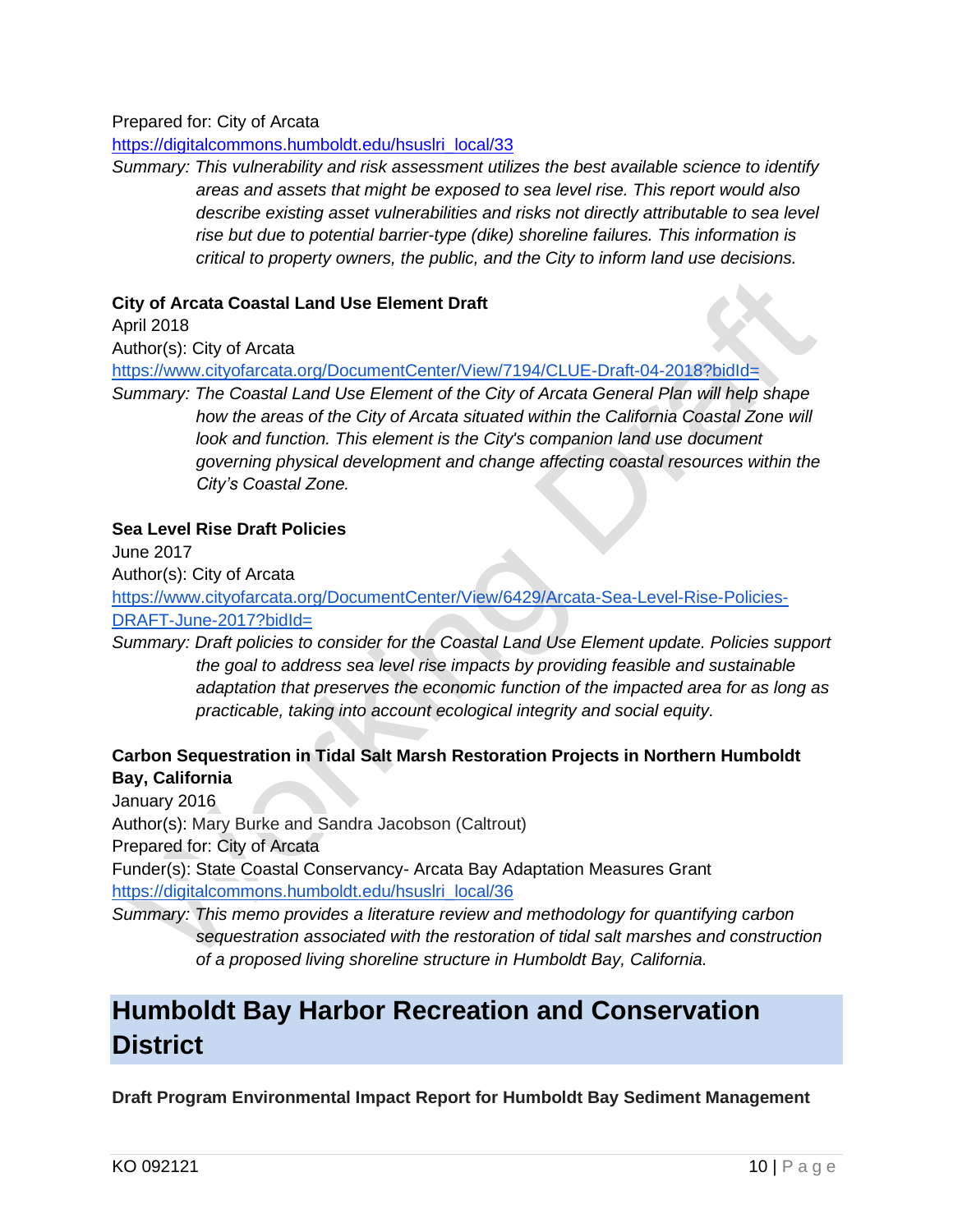Prepared for: City of Arcata
https://digitalcommons.humboldt.edu/hsuslri_local/33

*Summary: This vulnerability and risk assessment utilizes the best available science to identify areas and assets that might be exposed to sea level rise. This report would also describe existing asset vulnerabilities and risks not directly attributable to sea level rise but due to potential barrier-type (dike) shoreline failures. This information is critical to property owners, the public, and the City to inform land use decisions.*

**City of Arcata Coastal Land Use Element Draft**

April 2018
Author(s): City of Arcata
https://www.cityofarcata.org/DocumentCenter/View/7194/CLUE-Draft-04-2018?bidId=

*Summary: The Coastal Land Use Element of the City of Arcata General Plan will help shape how the areas of the City of Arcata situated within the California Coastal Zone will look and function. This element is the City's companion land use document governing physical development and change affecting coastal resources within the City's Coastal Zone.*

**Sea Level Rise Draft Policies**

June 2017
Author(s): City of Arcata
https://www.cityofarcata.org/DocumentCenter/View/6429/Arcata-Sea-Level-Rise-Policies-DRAFT-June-2017?bidId=

*Summary: Draft policies to consider for the Coastal Land Use Element update. Policies support the goal to address sea level rise impacts by providing feasible and sustainable adaptation that preserves the economic function of the impacted area for as long as practicable, taking into account ecological integrity and social equity.*

**Carbon Sequestration in Tidal Salt Marsh Restoration Projects in Northern Humboldt Bay, California**

January 2016
Author(s): Mary Burke and Sandra Jacobson (Caltrout)
Prepared for: City of Arcata
Funder(s): State Coastal Conservancy- Arcata Bay Adaptation Measures Grant
https://digitalcommons.humboldt.edu/hsuslri_local/36

*Summary: This memo provides a literature review and methodology for quantifying carbon sequestration associated with the restoration of tidal salt marshes and construction of a proposed living shoreline structure in Humboldt Bay, California.*

## Humboldt Bay Harbor Recreation and Conservation District

**Draft Program Environmental Impact Report for Humboldt Bay Sediment Management**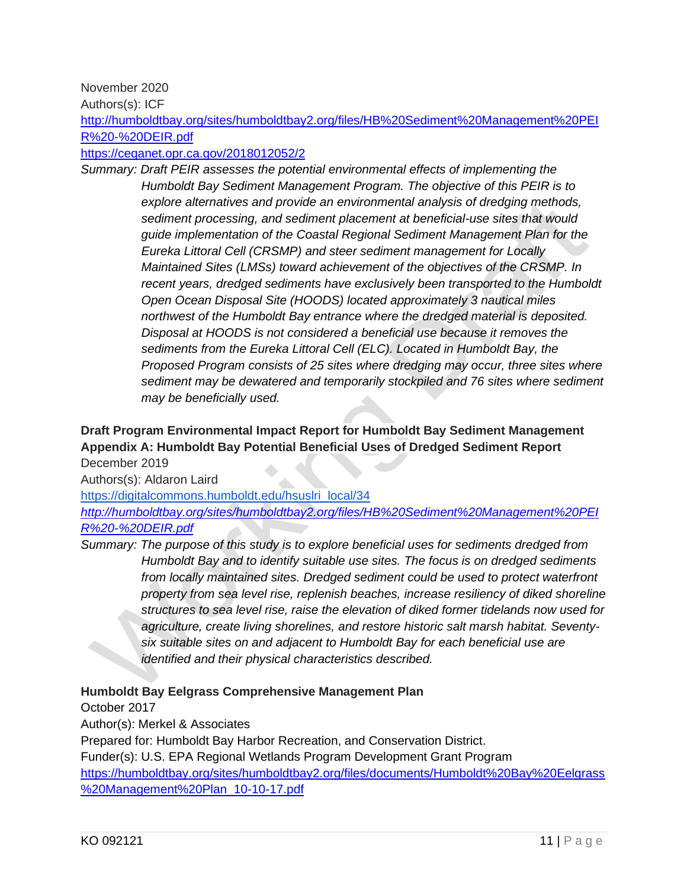November 2020
Authors(s): ICF
[http://humboldtbay.org/sites/humboldtbay2.org/files/HB%20Sediment%20Management%20PEIR%20-%20DEIR.pdf](http://humboldtbay.org/sites/humboldtbay2.org/files/HB%20Sediment%20Management%20PEIR%20-%20DEIR.pdf)
[https://ceqanet.opr.ca.gov/2018012052/2](https://ceqanet.opr.ca.gov/2018012052/2)

*Summary: Draft PEIR assesses the potential environmental effects of implementing the Humboldt Bay Sediment Management Program. The objective of this PEIR is to explore alternatives and provide an environmental analysis of dredging methods, sediment processing, and sediment placement at beneficial-use sites that would guide implementation of the Coastal Regional Sediment Management Plan for the Eureka Littoral Cell (CRSMP) and steer sediment management for Locally Maintained Sites (LMSs) toward achievement of the objectives of the CRSMP. In recent years, dredged sediments have exclusively been transported to the Humboldt Open Ocean Disposal Site (HOODS) located approximately 3 nautical miles northwest of the Humboldt Bay entrance where the dredged material is deposited. Disposal at HOODS is not considered a beneficial use because it removes the sediments from the Eureka Littoral Cell (ELC). Located in Humboldt Bay, the Proposed Program consists of 25 sites where dredging may occur, three sites where sediment may be dewatered and temporarily stockpiled and 76 sites where sediment may be beneficially used.*

**Draft Program Environmental Impact Report for Humboldt Bay Sediment Management Appendix A: Humboldt Bay Potential Beneficial Uses of Dredged Sediment Report**
December 2019
Authors(s): Aldaron Laird
[https://digitalcommons.humboldt.edu/hsuslri_local/34](https://digitalcommons.humboldt.edu/hsuslri_local/34)
*[http://humboldtbay.org/sites/humboldtbay2.org/files/HB%20Sediment%20Management%20PEIR%20-%20DEIR.pdf](http://humboldtbay.org/sites/humboldtbay2.org/files/HB%20Sediment%20Management%20PEIR%20-%20DEIR.pdf)*

*Summary: The purpose of this study is to explore beneficial uses for sediments dredged from Humboldt Bay and to identify suitable use sites. The focus is on dredged sediments from locally maintained sites. Dredged sediment could be used to protect waterfront property from sea level rise, replenish beaches, increase resiliency of diked shoreline structures to sea level rise, raise the elevation of diked former tidelands now used for agriculture, create living shorelines, and restore historic salt marsh habitat. Seventy-six suitable sites on and adjacent to Humboldt Bay for each beneficial use are identified and their physical characteristics described.*

**Humboldt Bay Eelgrass Comprehensive Management Plan**
October 2017
Author(s): Merkel & Associates
Prepared for: Humboldt Bay Harbor Recreation, and Conservation District.
Funder(s): U.S. EPA Regional Wetlands Program Development Grant Program
[https://humboldtbay.org/sites/humboldtbay2.org/files/documents/Humboldt%20Bay%20Eelgrass%20Management%20Plan_10-10-17.pdf](https://humboldtbay.org/sites/humboldtbay2.org/files/documents/Humboldt%20Bay%20Eelgrass%20Management%20Plan_10-10-17.pdf)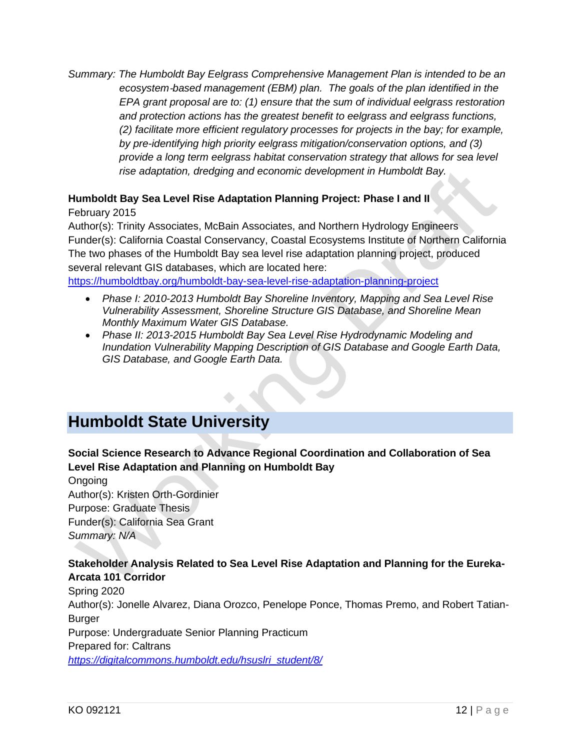*Summary: The Humboldt Bay Eelgrass Comprehensive Management Plan is intended to be an ecosystem-based management (EBM) plan. The goals of the plan identified in the EPA grant proposal are to: (1) ensure that the sum of individual eelgrass restoration and protection actions has the greatest benefit to eelgrass and eelgrass functions, (2) facilitate more efficient regulatory processes for projects in the bay; for example, by pre-identifying high priority eelgrass mitigation/conservation options, and (3) provide a long term eelgrass habitat conservation strategy that allows for sea level rise adaptation, dredging and economic development in Humboldt Bay.*

**Humboldt Bay Sea Level Rise Adaptation Planning Project: Phase I and II**
February 2015
Author(s): Trinity Associates, McBain Associates, and Northern Hydrology Engineers
Funder(s): California Coastal Conservancy, Coastal Ecosystems Institute of Northern California
The two phases of the Humboldt Bay sea level rise adaptation planning project, produced several relevant GIS databases, which are located here:
https://humboldtbay.org/humboldt-bay-sea-level-rise-adaptation-planning-project

- *Phase I: 2010-2013 Humboldt Bay Shoreline Inventory, Mapping and Sea Level Rise Vulnerability Assessment, Shoreline Structure GIS Database, and Shoreline Mean Monthly Maximum Water GIS Database.*
- *Phase II: 2013-2015 Humboldt Bay Sea Level Rise Hydrodynamic Modeling and Inundation Vulnerability Mapping Description of GIS Database and Google Earth Data, GIS Database, and Google Earth Data.*

## Humboldt State University

**Social Science Research to Advance Regional Coordination and Collaboration of Sea Level Rise Adaptation and Planning on Humboldt Bay**
Ongoing
Author(s): Kristen Orth-Gordinier
Purpose: Graduate Thesis
Funder(s): California Sea Grant
*Summary: N/A*

**Stakeholder Analysis Related to Sea Level Rise Adaptation and Planning for the Eureka-Arcata 101 Corridor**
Spring 2020
Author(s): Jonelle Alvarez, Diana Orozco, Penelope Ponce, Thomas Premo, and Robert Tatian-Burger
Purpose: Undergraduate Senior Planning Practicum
Prepared for: Caltrans
*https://digitalcommons.humboldt.edu/hsuslri_student/8/*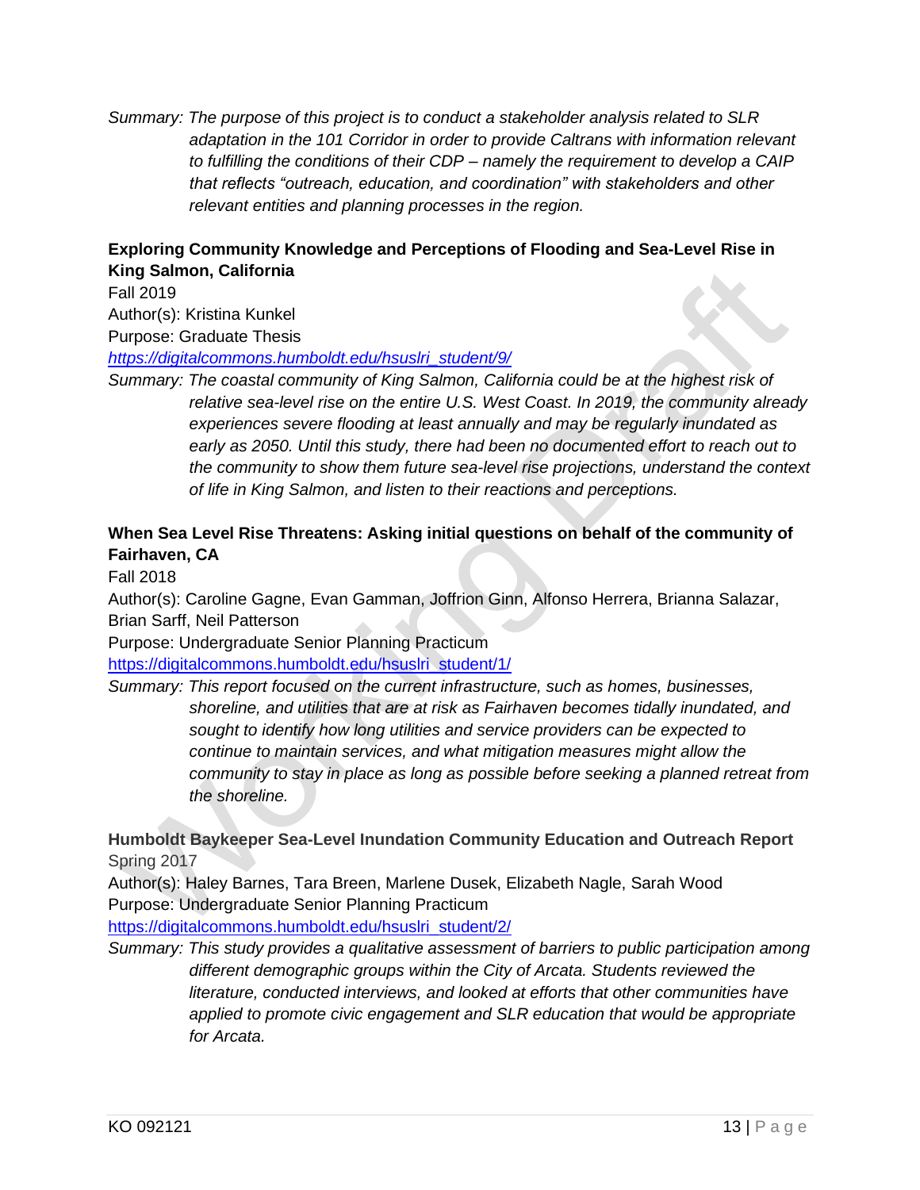*Summary: The purpose of this project is to conduct a stakeholder analysis related to SLR adaptation in the 101 Corridor in order to provide Caltrans with information relevant to fulfilling the conditions of their CDP – namely the requirement to develop a CAIP that reflects "outreach, education, and coordination" with stakeholders and other relevant entities and planning processes in the region.*

**Exploring Community Knowledge and Perceptions of Flooding and Sea-Level Rise in King Salmon, California**

Fall 2019

Author(s): Kristina Kunkel

Purpose: Graduate Thesis

*https://digitalcommons.humboldt.edu/hsuslri_student/9/*

*Summary: The coastal community of King Salmon, California could be at the highest risk of relative sea-level rise on the entire U.S. West Coast. In 2019, the community already experiences severe flooding at least annually and may be regularly inundated as early as 2050. Until this study, there had been no documented effort to reach out to the community to show them future sea-level rise projections, understand the context of life in King Salmon, and listen to their reactions and perceptions.*

**When Sea Level Rise Threatens: Asking initial questions on behalf of the community of Fairhaven, CA**

Fall 2018

Author(s): Caroline Gagne, Evan Gamman, Joffrion Ginn, Alfonso Herrera, Brianna Salazar, Brian Sarff, Neil Patterson

Purpose: Undergraduate Senior Planning Practicum

https://digitalcommons.humboldt.edu/hsuslri_student/1/

*Summary: This report focused on the current infrastructure, such as homes, businesses, shoreline, and utilities that are at risk as Fairhaven becomes tidally inundated, and sought to identify how long utilities and service providers can be expected to continue to maintain services, and what mitigation measures might allow the community to stay in place as long as possible before seeking a planned retreat from the shoreline.*

**Humboldt Baykeeper Sea-Level Inundation Community Education and Outreach Report**

Spring 2017

Author(s): Haley Barnes, Tara Breen, Marlene Dusek, Elizabeth Nagle, Sarah Wood

Purpose: Undergraduate Senior Planning Practicum

https://digitalcommons.humboldt.edu/hsuslri_student/2/

*Summary: This study provides a qualitative assessment of barriers to public participation among different demographic groups within the City of Arcata. Students reviewed the literature, conducted interviews, and looked at efforts that other communities have applied to promote civic engagement and SLR education that would be appropriate for Arcata.*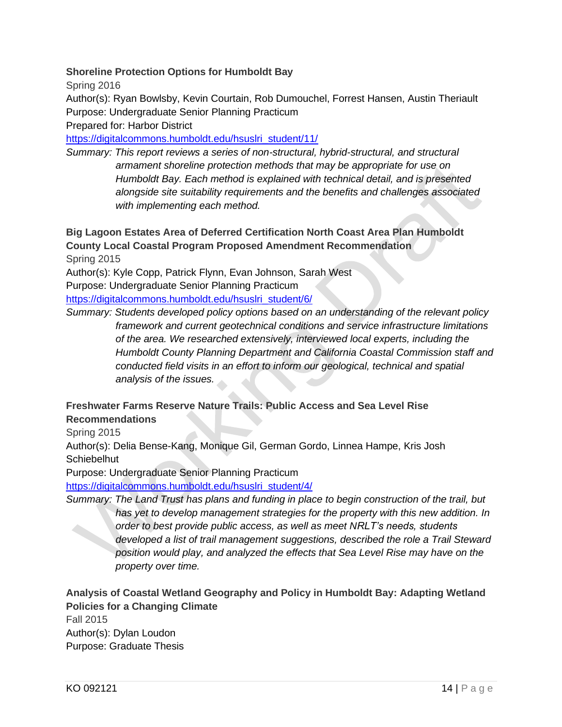**Shoreline Protection Options for Humboldt Bay**

Spring 2016

Author(s): Ryan Bowlsby, Kevin Courtain, Rob Dumouchel, Forrest Hansen, Austin Theriault

Purpose: Undergraduate Senior Planning Practicum

Prepared for: Harbor District

https://digitalcommons.humboldt.edu/hsuslri_student/11/

*Summary: This report reviews a series of non-structural, hybrid-structural, and structural armament shoreline protection methods that may be appropriate for use on Humboldt Bay. Each method is explained with technical detail, and is presented alongside site suitability requirements and the benefits and challenges associated with implementing each method.*

**Big Lagoon Estates Area of Deferred Certification North Coast Area Plan Humboldt County Local Coastal Program Proposed Amendment Recommendation**

Spring 2015

Author(s): Kyle Copp, Patrick Flynn, Evan Johnson, Sarah West

Purpose: Undergraduate Senior Planning Practicum

https://digitalcommons.humboldt.edu/hsuslri_student/6/

*Summary: Students developed policy options based on an understanding of the relevant policy framework and current geotechnical conditions and service infrastructure limitations of the area. We researched extensively, interviewed local experts, including the Humboldt County Planning Department and California Coastal Commission staff and conducted field visits in an effort to inform our geological, technical and spatial analysis of the issues.*

**Freshwater Farms Reserve Nature Trails: Public Access and Sea Level Rise Recommendations**

Spring 2015

Author(s): Delia Bense-Kang, Monique Gil, German Gordo, Linnea Hampe, Kris Josh Schiebelhut

Purpose: Undergraduate Senior Planning Practicum

https://digitalcommons.humboldt.edu/hsuslri_student/4/

*Summary: The Land Trust has plans and funding in place to begin construction of the trail, but has yet to develop management strategies for the property with this new addition. In order to best provide public access, as well as meet NRLT's needs, students developed a list of trail management suggestions, described the role a Trail Steward position would play, and analyzed the effects that Sea Level Rise may have on the property over time.*

**Analysis of Coastal Wetland Geography and Policy in Humboldt Bay: Adapting Wetland Policies for a Changing Climate**

Fall 2015

Author(s): Dylan Loudon

Purpose: Graduate Thesis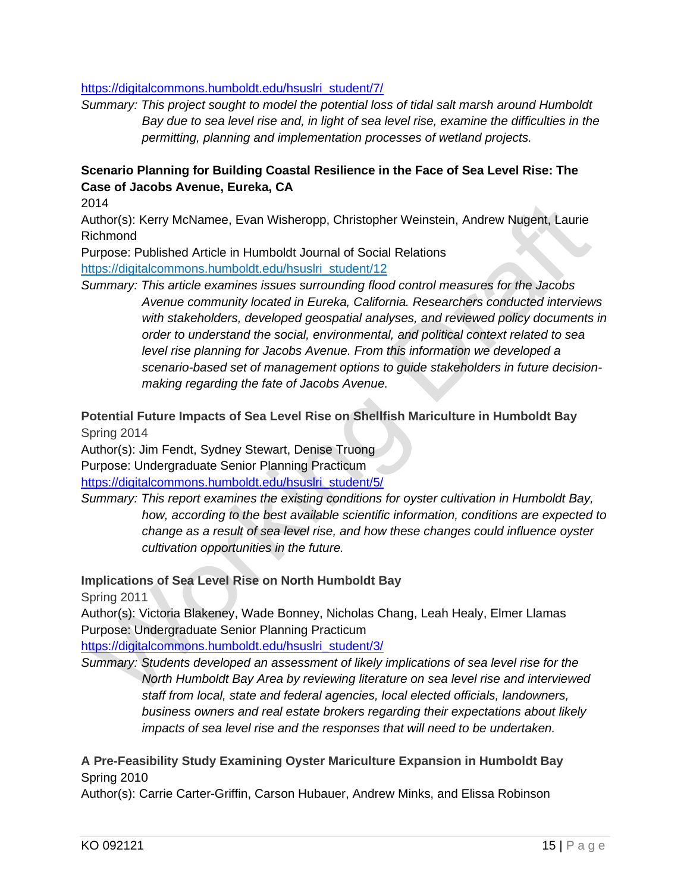https://digitalcommons.humboldt.edu/hsuslri_student/7/

*Summary: This project sought to model the potential loss of tidal salt marsh around Humboldt Bay due to sea level rise and, in light of sea level rise, examine the difficulties in the permitting, planning and implementation processes of wetland projects.*

**Scenario Planning for Building Coastal Resilience in the Face of Sea Level Rise: The Case of Jacobs Avenue, Eureka, CA**

2014

Author(s): Kerry McNamee, Evan Wisheropp, Christopher Weinstein, Andrew Nugent, Laurie Richmond

Purpose: Published Article in Humboldt Journal of Social Relations

https://digitalcommons.humboldt.edu/hsuslri_student/12

*Summary: This article examines issues surrounding flood control measures for the Jacobs Avenue community located in Eureka, California. Researchers conducted interviews with stakeholders, developed geospatial analyses, and reviewed policy documents in order to understand the social, environmental, and political context related to sea level rise planning for Jacobs Avenue. From this information we developed a scenario-based set of management options to guide stakeholders in future decision-making regarding the fate of Jacobs Avenue.*

**Potential Future Impacts of Sea Level Rise on Shellfish Mariculture in Humboldt Bay**

Spring 2014

Author(s): Jim Fendt, Sydney Stewart, Denise Truong

Purpose: Undergraduate Senior Planning Practicum

https://digitalcommons.humboldt.edu/hsuslri_student/5/

*Summary: This report examines the existing conditions for oyster cultivation in Humboldt Bay, how, according to the best available scientific information, conditions are expected to change as a result of sea level rise, and how these changes could influence oyster cultivation opportunities in the future.*

**Implications of Sea Level Rise on North Humboldt Bay**

Spring 2011

Author(s): Victoria Blakeney, Wade Bonney, Nicholas Chang, Leah Healy, Elmer Llamas

Purpose: Undergraduate Senior Planning Practicum

https://digitalcommons.humboldt.edu/hsuslri_student/3/

*Summary: Students developed an assessment of likely implications of sea level rise for the North Humboldt Bay Area by reviewing literature on sea level rise and interviewed staff from local, state and federal agencies, local elected officials, landowners, business owners and real estate brokers regarding their expectations about likely impacts of sea level rise and the responses that will need to be undertaken.*

**A Pre-Feasibility Study Examining Oyster Mariculture Expansion in Humboldt Bay**

Spring 2010

Author(s): Carrie Carter-Griffin, Carson Hubauer, Andrew Minks, and Elissa Robinson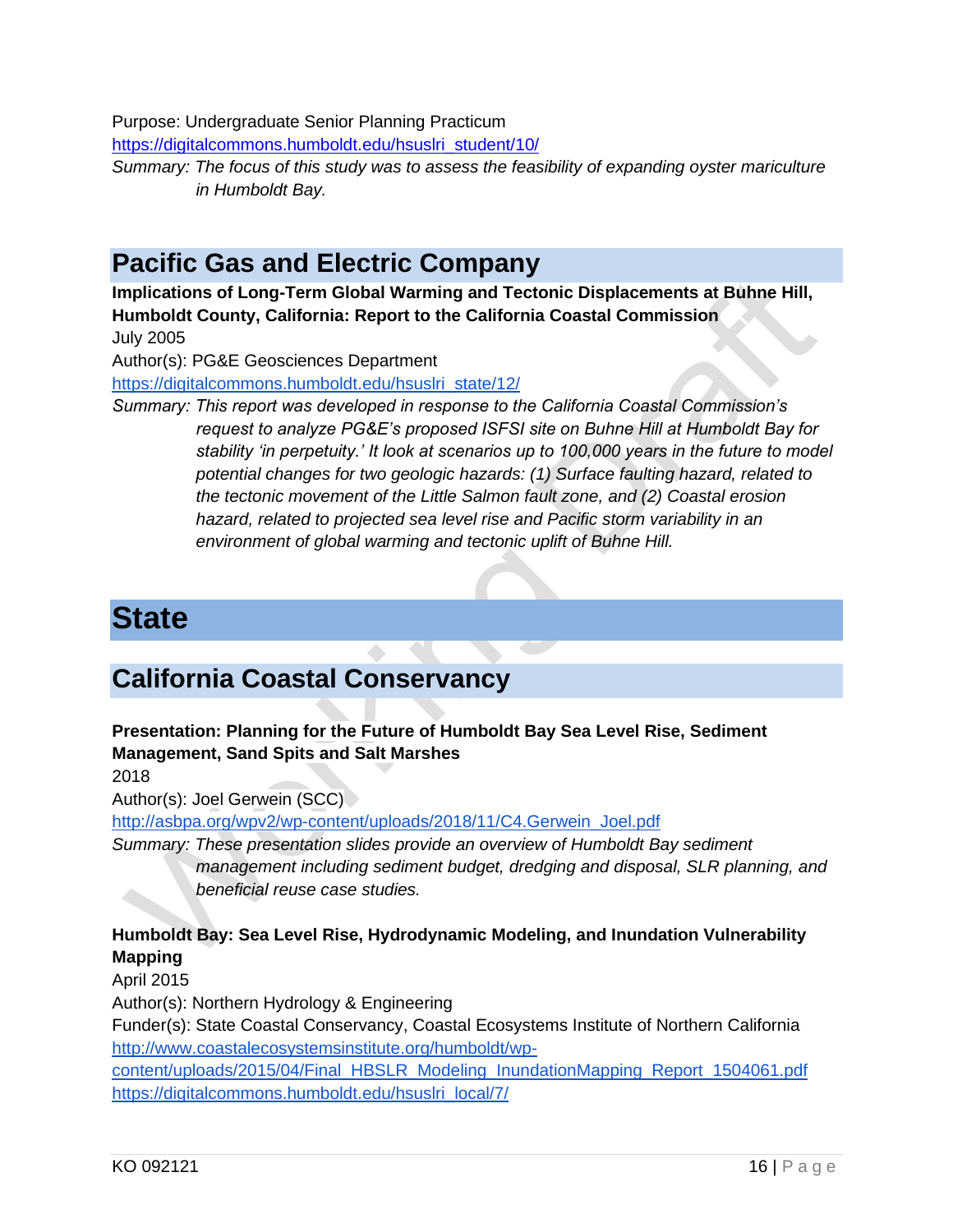Purpose: Undergraduate Senior Planning Practicum
https://digitalcommons.humboldt.edu/hsuslri_student/10/

*Summary: The focus of this study was to assess the feasibility of expanding oyster mariculture in Humboldt Bay.*

## Pacific Gas and Electric Company

**Implications of Long-Term Global Warming and Tectonic Displacements at Buhne Hill, Humboldt County, California: Report to the California Coastal Commission**
July 2005
Author(s): PG&E Geosciences Department
https://digitalcommons.humboldt.edu/hsuslri_state/12/

*Summary: This report was developed in response to the California Coastal Commission's request to analyze PG&E's proposed ISFSI site on Buhne Hill at Humboldt Bay for stability 'in perpetuity.' It look at scenarios up to 100,000 years in the future to model potential changes for two geologic hazards: (1) Surface faulting hazard, related to the tectonic movement of the Little Salmon fault zone, and (2) Coastal erosion hazard, related to projected sea level rise and Pacific storm variability in an environment of global warming and tectonic uplift of Buhne Hill.*

# State

## California Coastal Conservancy

**Presentation: Planning for the Future of Humboldt Bay Sea Level Rise, Sediment Management, Sand Spits and Salt Marshes**
2018
Author(s): Joel Gerwein (SCC)
http://asbpa.org/wpv2/wp-content/uploads/2018/11/C4.Gerwein_Joel.pdf

*Summary: These presentation slides provide an overview of Humboldt Bay sediment management including sediment budget, dredging and disposal, SLR planning, and beneficial reuse case studies.*

**Humboldt Bay: Sea Level Rise, Hydrodynamic Modeling, and Inundation Vulnerability Mapping**
April 2015
Author(s): Northern Hydrology & Engineering
Funder(s): State Coastal Conservancy, Coastal Ecosystems Institute of Northern California
http://www.coastalecosystemsinstitute.org/humboldt/wp-content/uploads/2015/04/Final_HBSLR_Modeling_InundationMapping_Report_1504061.pdf
https://digitalcommons.humboldt.edu/hsuslri_local/7/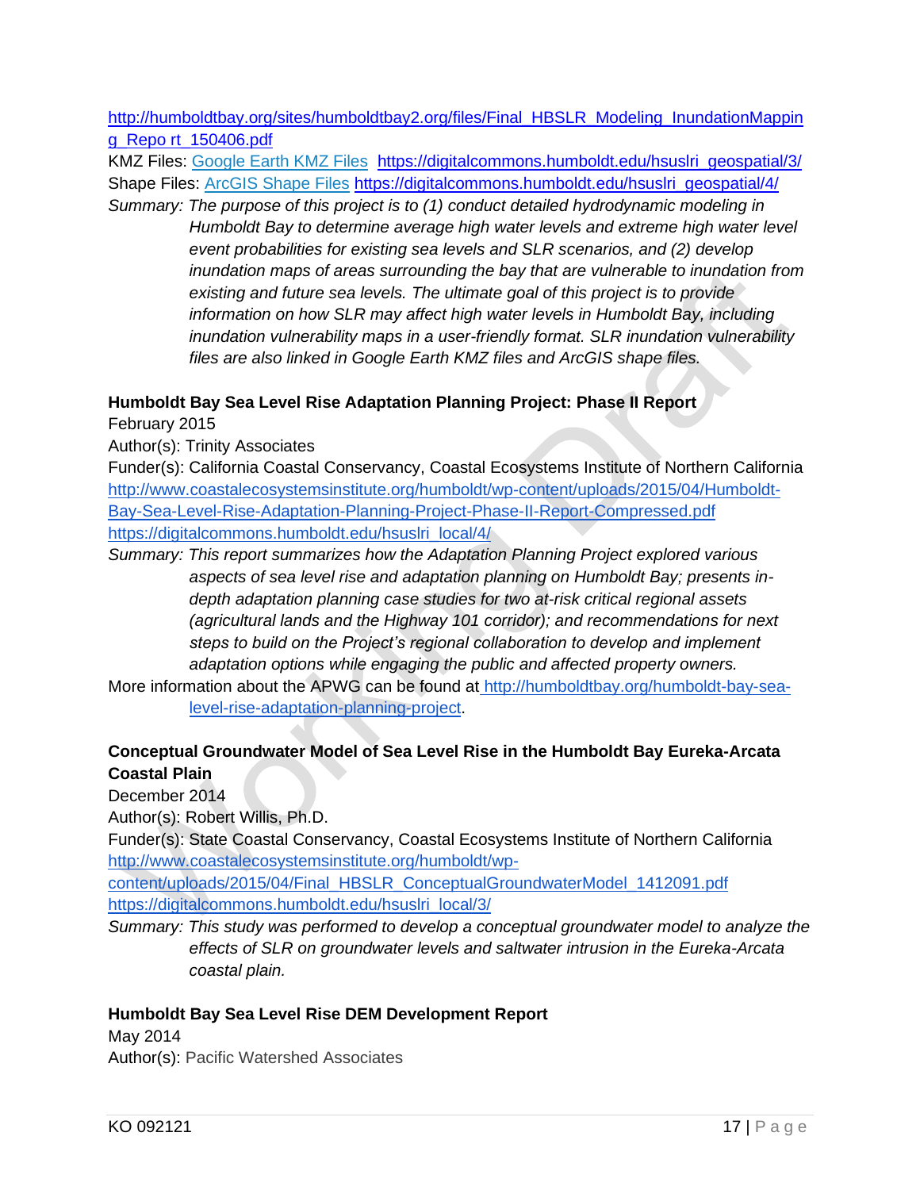http://humboldtbay.org/sites/humboldtbay2.org/files/Final_HBSLR_Modeling_InundationMapping_Report_150406.pdf

KMZ Files: Google Earth KMZ Files https://digitalcommons.humboldt.edu/hsuslri_geospatial/3/

Shape Files: ArcGIS Shape Files https://digitalcommons.humboldt.edu/hsuslri_geospatial/4/

Summary: *The purpose of this project is to (1) conduct detailed hydrodynamic modeling in Humboldt Bay to determine average high water levels and extreme high water level event probabilities for existing sea levels and SLR scenarios, and (2) develop inundation maps of areas surrounding the bay that are vulnerable to inundation from existing and future sea levels. The ultimate goal of this project is to provide information on how SLR may affect high water levels in Humboldt Bay, including inundation vulnerability maps in a user-friendly format. SLR inundation vulnerability files are also linked in Google Earth KMZ files and ArcGIS shape files.*

**Humboldt Bay Sea Level Rise Adaptation Planning Project: Phase II Report**

February 2015

Author(s): Trinity Associates

Funder(s): California Coastal Conservancy, Coastal Ecosystems Institute of Northern California

http://www.coastalecosystemsinstitute.org/humboldt/wp-content/uploads/2015/04/Humboldt-Bay-Sea-Level-Rise-Adaptation-Planning-Project-Phase-II-Report-Compressed.pdf

https://digitalcommons.humboldt.edu/hsuslri_local/4/

Summary: *This report summarizes how the Adaptation Planning Project explored various aspects of sea level rise and adaptation planning on Humboldt Bay; presents in-depth adaptation planning case studies for two at-risk critical regional assets (agricultural lands and the Highway 101 corridor); and recommendations for next steps to build on the Project's regional collaboration to develop and implement adaptation options while engaging the public and affected property owners.*

More information about the APWG can be found at http://humboldtbay.org/humboldt-bay-sea-level-rise-adaptation-planning-project.

**Conceptual Groundwater Model of Sea Level Rise in the Humboldt Bay Eureka-Arcata Coastal Plain**

December 2014

Author(s): Robert Willis, Ph.D.

Funder(s): State Coastal Conservancy, Coastal Ecosystems Institute of Northern California

http://www.coastalecosystemsinstitute.org/humboldt/wp-content/uploads/2015/04/Final_HBSLR_ConceptualGroundwaterModel_1412091.pdf

https://digitalcommons.humboldt.edu/hsuslri_local/3/

Summary: *This study was performed to develop a conceptual groundwater model to analyze the effects of SLR on groundwater levels and saltwater intrusion in the Eureka-Arcata coastal plain.*

**Humboldt Bay Sea Level Rise DEM Development Report**

May 2014

Author(s): Pacific Watershed Associates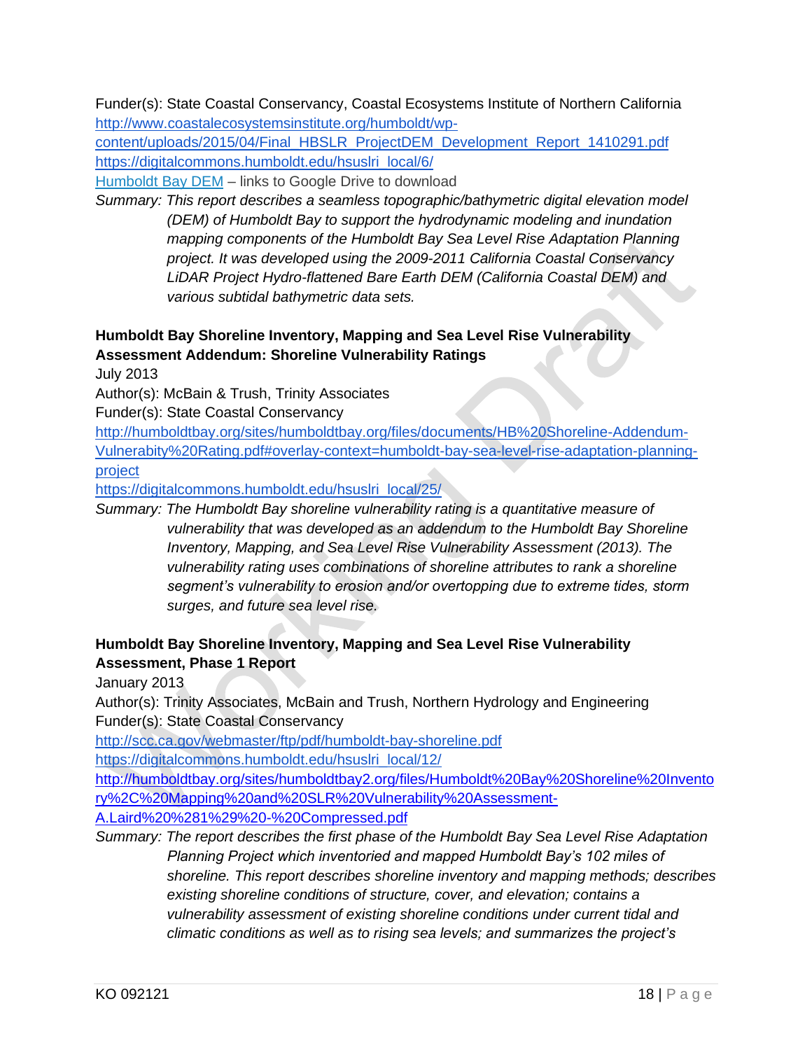Funder(s): State Coastal Conservancy, Coastal Ecosystems Institute of Northern California
http://www.coastalecosystemsinstitute.org/humboldt/wp-content/uploads/2015/04/Final_HBSLR_ProjectDEM_Development_Report_1410291.pdf
https://digitalcommons.humboldt.edu/hsuslri_local/6/
Humboldt Bay DEM – links to Google Drive to download

*Summary: This report describes a seamless topographic/bathymetric digital elevation model (DEM) of Humboldt Bay to support the hydrodynamic modeling and inundation mapping components of the Humboldt Bay Sea Level Rise Adaptation Planning project. It was developed using the 2009-2011 California Coastal Conservancy LiDAR Project Hydro-flattened Bare Earth DEM (California Coastal DEM) and various subtidal bathymetric data sets.*

**Humboldt Bay Shoreline Inventory, Mapping and Sea Level Rise Vulnerability Assessment Addendum: Shoreline Vulnerability Ratings**

July 2013
Author(s): McBain & Trush, Trinity Associates
Funder(s): State Coastal Conservancy
http://humboldtbay.org/sites/humboldtbay.org/files/documents/HB%20Shoreline-Addendum-Vulnerabity%20Rating.pdf#overlay-context=humboldt-bay-sea-level-rise-adaptation-planning-project
https://digitalcommons.humboldt.edu/hsuslri_local/25/

*Summary: The Humboldt Bay shoreline vulnerability rating is a quantitative measure of vulnerability that was developed as an addendum to the Humboldt Bay Shoreline Inventory, Mapping, and Sea Level Rise Vulnerability Assessment (2013). The vulnerability rating uses combinations of shoreline attributes to rank a shoreline segment's vulnerability to erosion and/or overtopping due to extreme tides, storm surges, and future sea level rise.*

**Humboldt Bay Shoreline Inventory, Mapping and Sea Level Rise Vulnerability Assessment, Phase 1 Report**

January 2013
Author(s): Trinity Associates, McBain and Trush, Northern Hydrology and Engineering
Funder(s): State Coastal Conservancy
http://scc.ca.gov/webmaster/ftp/pdf/humboldt-bay-shoreline.pdf
https://digitalcommons.humboldt.edu/hsuslri_local/12/
http://humboldtbay.org/sites/humboldtbay2.org/files/Humboldt%20Bay%20Shoreline%20Inventory%2C%20Mapping%20and%20SLR%20Vulnerability%20Assessment-A.Laird%20%281%29%20-%20Compressed.pdf

*Summary: The report describes the first phase of the Humboldt Bay Sea Level Rise Adaptation Planning Project which inventoried and mapped Humboldt Bay's 102 miles of shoreline. This report describes shoreline inventory and mapping methods; describes existing shoreline conditions of structure, cover, and elevation; contains a vulnerability assessment of existing shoreline conditions under current tidal and climatic conditions as well as to rising sea levels; and summarizes the project's*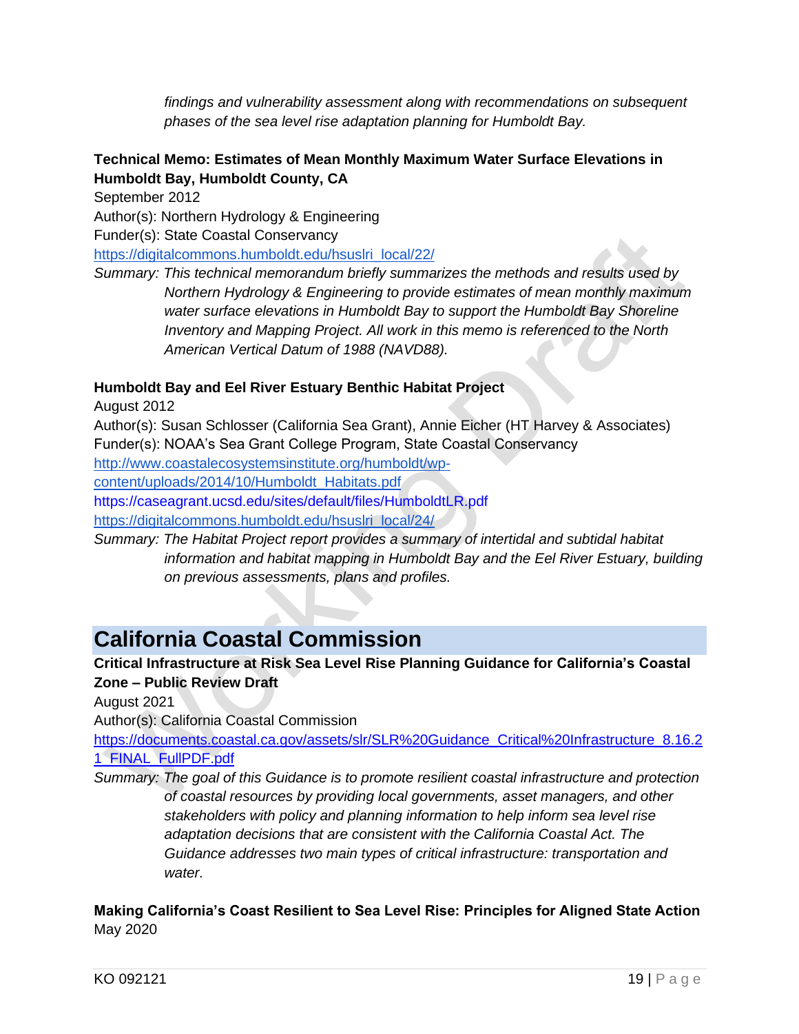*findings and vulnerability assessment along with recommendations on subsequent phases of the sea level rise adaptation planning for Humboldt Bay.*

**Technical Memo: Estimates of Mean Monthly Maximum Water Surface Elevations in Humboldt Bay, Humboldt County, CA**

September 2012

Author(s): Northern Hydrology & Engineering

Funder(s): State Coastal Conservancy

https://digitalcommons.humboldt.edu/hsuslri_local/22/

*Summary: This technical memorandum briefly summarizes the methods and results used by Northern Hydrology & Engineering to provide estimates of mean monthly maximum water surface elevations in Humboldt Bay to support the Humboldt Bay Shoreline Inventory and Mapping Project. All work in this memo is referenced to the North American Vertical Datum of 1988 (NAVD88).*

**Humboldt Bay and Eel River Estuary Benthic Habitat Project**

August 2012

Author(s): Susan Schlosser (California Sea Grant), Annie Eicher (HT Harvey & Associates)

Funder(s): NOAA's Sea Grant College Program, State Coastal Conservancy

http://www.coastalecosystemsinstitute.org/humboldt/wp-content/uploads/2014/10/Humboldt_Habitats.pdf

https://caseagrant.ucsd.edu/sites/default/files/HumboldtLR.pdf

https://digitalcommons.humboldt.edu/hsuslri_local/24/

*Summary: The Habitat Project report provides a summary of intertidal and subtidal habitat information and habitat mapping in Humboldt Bay and the Eel River Estuary, building on previous assessments, plans and profiles.*

# California Coastal Commission

**Critical Infrastructure at Risk Sea Level Rise Planning Guidance for California's Coastal Zone – Public Review Draft**

August 2021

Author(s): California Coastal Commission

https://documents.coastal.ca.gov/assets/slr/SLR%20Guidance_Critical%20Infrastructure_8.16.21_FINAL_FullPDF.pdf

*Summary: The goal of this Guidance is to promote resilient coastal infrastructure and protection of coastal resources by providing local governments, asset managers, and other stakeholders with policy and planning information to help inform sea level rise adaptation decisions that are consistent with the California Coastal Act. The Guidance addresses two main types of critical infrastructure: transportation and water.*

**Making California's Coast Resilient to Sea Level Rise: Principles for Aligned State Action**

May 2020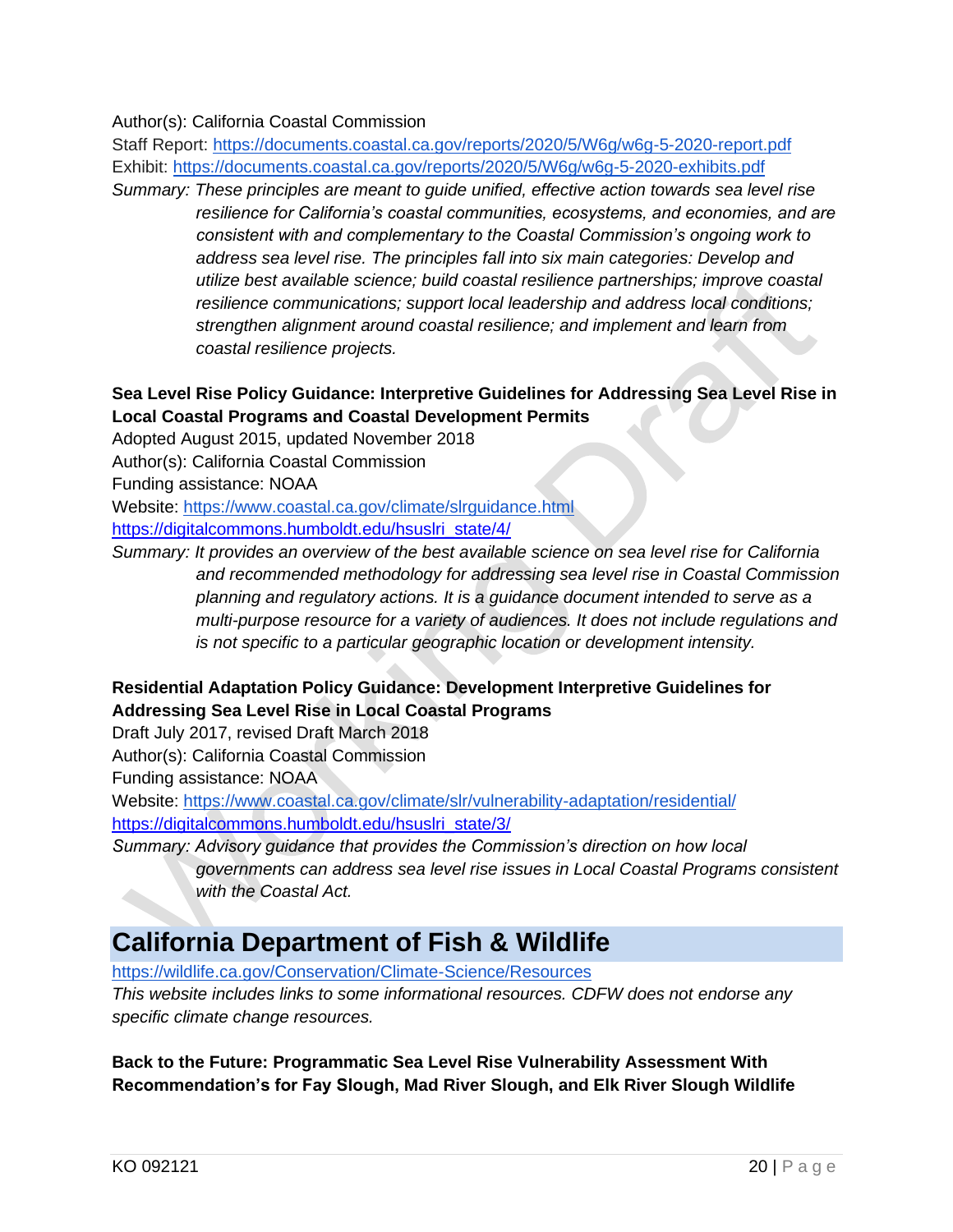Author(s): California Coastal Commission

Staff Report: https://documents.coastal.ca.gov/reports/2020/5/W6g/w6g-5-2020-report.pdf

Exhibit: https://documents.coastal.ca.gov/reports/2020/5/W6g/w6g-5-2020-exhibits.pdf

*Summary: These principles are meant to guide unified, effective action towards sea level rise resilience for California's coastal communities, ecosystems, and economies, and are consistent with and complementary to the Coastal Commission's ongoing work to address sea level rise. The principles fall into six main categories: Develop and utilize best available science; build coastal resilience partnerships; improve coastal resilience communications; support local leadership and address local conditions; strengthen alignment around coastal resilience; and implement and learn from coastal resilience projects.*

**Sea Level Rise Policy Guidance: Interpretive Guidelines for Addressing Sea Level Rise in Local Coastal Programs and Coastal Development Permits**

Adopted August 2015, updated November 2018

Author(s): California Coastal Commission

Funding assistance: NOAA

Website: https://www.coastal.ca.gov/climate/slrguidance.html

https://digitalcommons.humboldt.edu/hsuslri_state/4/

*Summary: It provides an overview of the best available science on sea level rise for California and recommended methodology for addressing sea level rise in Coastal Commission planning and regulatory actions. It is a guidance document intended to serve as a multi-purpose resource for a variety of audiences. It does not include regulations and is not specific to a particular geographic location or development intensity.*

**Residential Adaptation Policy Guidance: Development Interpretive Guidelines for Addressing Sea Level Rise in Local Coastal Programs**

Draft July 2017, revised Draft March 2018

Author(s): California Coastal Commission

Funding assistance: NOAA

Website: https://www.coastal.ca.gov/climate/slr/vulnerability-adaptation/residential/

https://digitalcommons.humboldt.edu/hsuslri_state/3/

*Summary: Advisory guidance that provides the Commission's direction on how local governments can address sea level rise issues in Local Coastal Programs consistent with the Coastal Act.*

# California Department of Fish & Wildlife

https://wildlife.ca.gov/Conservation/Climate-Science/Resources

*This website includes links to some informational resources. CDFW does not endorse any specific climate change resources.*

**Back to the Future: Programmatic Sea Level Rise Vulnerability Assessment With Recommendation's for Fay Slough, Mad River Slough, and Elk River Slough Wildlife**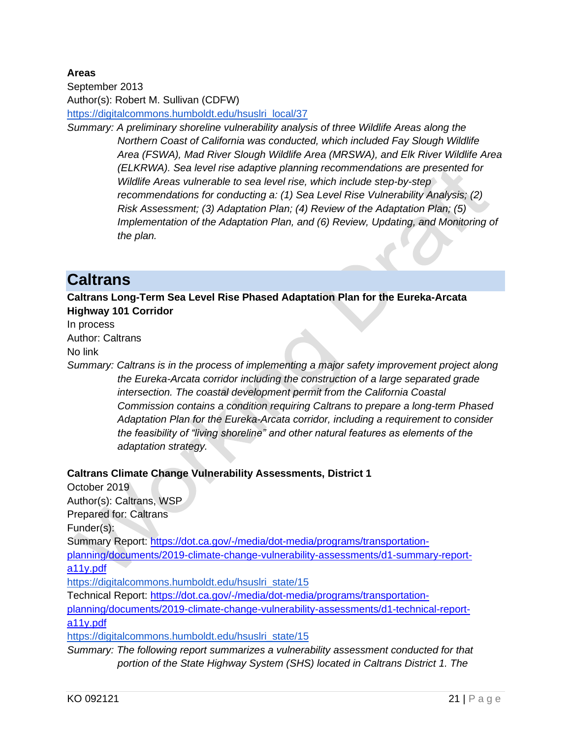**Areas**

September 2013

Author(s): Robert M. Sullivan (CDFW)

https://digitalcommons.humboldt.edu/hsuslri_local/37

*Summary: A preliminary shoreline vulnerability analysis of three Wildlife Areas along the Northern Coast of California was conducted, which included Fay Slough Wildlife Area (FSWA), Mad River Slough Wildlife Area (MRSWA), and Elk River Wildlife Area (ELKRWA). Sea level rise adaptive planning recommendations are presented for Wildlife Areas vulnerable to sea level rise, which include step-by-step recommendations for conducting a: (1) Sea Level Rise Vulnerability Analysis; (2) Risk Assessment; (3) Adaptation Plan; (4) Review of the Adaptation Plan; (5) Implementation of the Adaptation Plan, and (6) Review, Updating, and Monitoring of the plan.*

# Caltrans

**Caltrans Long-Term Sea Level Rise Phased Adaptation Plan for the Eureka-Arcata Highway 101 Corridor**

In process

Author: Caltrans

No link

*Summary: Caltrans is in the process of implementing a major safety improvement project along the Eureka-Arcata corridor including the construction of a large separated grade intersection. The coastal development permit from the California Coastal Commission contains a condition requiring Caltrans to prepare a long-term Phased Adaptation Plan for the Eureka-Arcata corridor, including a requirement to consider the feasibility of "living shoreline" and other natural features as elements of the adaptation strategy.*

**Caltrans Climate Change Vulnerability Assessments, District 1**

October 2019

Author(s): Caltrans, WSP

Prepared for: Caltrans

Funder(s):

Summary Report: https://dot.ca.gov/-/media/dot-media/programs/transportation-planning/documents/2019-climate-change-vulnerability-assessments/d1-summary-report-a11y.pdf

https://digitalcommons.humboldt.edu/hsuslri_state/15

Technical Report: https://dot.ca.gov/-/media/dot-media/programs/transportation-planning/documents/2019-climate-change-vulnerability-assessments/d1-technical-report-a11y.pdf

https://digitalcommons.humboldt.edu/hsuslri_state/15

*Summary: The following report summarizes a vulnerability assessment conducted for that portion of the State Highway System (SHS) located in Caltrans District 1. The*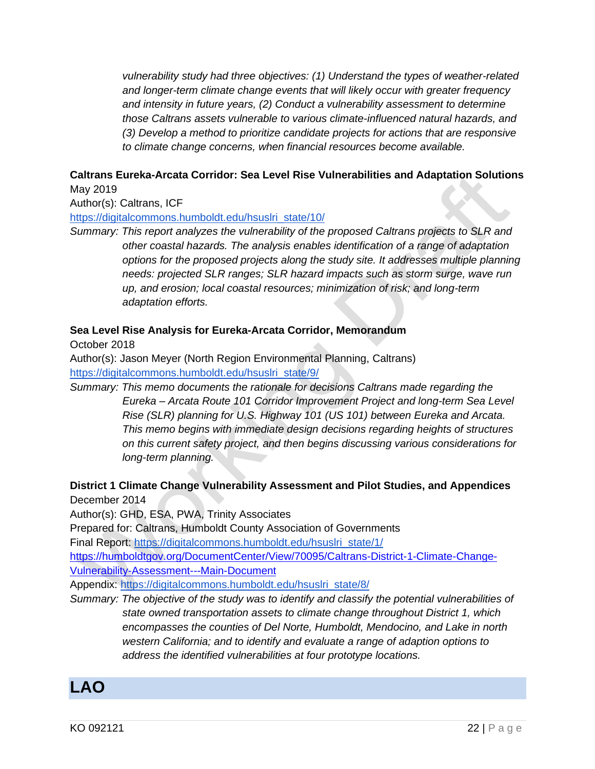*vulnerability study had three objectives: (1) Understand the types of weather-related and longer-term climate change events that will likely occur with greater frequency and intensity in future years, (2) Conduct a vulnerability assessment to determine those Caltrans assets vulnerable to various climate-influenced natural hazards, and (3) Develop a method to prioritize candidate projects for actions that are responsive to climate change concerns, when financial resources become available.*

**Caltrans Eureka-Arcata Corridor: Sea Level Rise Vulnerabilities and Adaptation Solutions**
May 2019
Author(s): Caltrans, ICF
https://digitalcommons.humboldt.edu/hsuslri_state/10/
*Summary: This report analyzes the vulnerability of the proposed Caltrans projects to SLR and other coastal hazards. The analysis enables identification of a range of adaptation options for the proposed projects along the study site. It addresses multiple planning needs: projected SLR ranges; SLR hazard impacts such as storm surge, wave run up, and erosion; local coastal resources; minimization of risk; and long-term adaptation efforts.*

**Sea Level Rise Analysis for Eureka-Arcata Corridor, Memorandum**
October 2018
Author(s): Jason Meyer (North Region Environmental Planning, Caltrans)
https://digitalcommons.humboldt.edu/hsuslri_state/9/
*Summary: This memo documents the rationale for decisions Caltrans made regarding the Eureka – Arcata Route 101 Corridor Improvement Project and long-term Sea Level Rise (SLR) planning for U.S. Highway 101 (US 101) between Eureka and Arcata. This memo begins with immediate design decisions regarding heights of structures on this current safety project, and then begins discussing various considerations for long-term planning.*

**District 1 Climate Change Vulnerability Assessment and Pilot Studies, and Appendices**
December 2014
Author(s): GHD, ESA, PWA, Trinity Associates
Prepared for: Caltrans, Humboldt County Association of Governments
Final Report: https://digitalcommons.humboldt.edu/hsuslri_state/1/
https://humboldtgov.org/DocumentCenter/View/70095/Caltrans-District-1-Climate-Change-Vulnerability-Assessment---Main-Document
Appendix: https://digitalcommons.humboldt.edu/hsuslri_state/8/
*Summary: The objective of the study was to identify and classify the potential vulnerabilities of state owned transportation assets to climate change throughout District 1, which encompasses the counties of Del Norte, Humboldt, Mendocino, and Lake in north western California; and to identify and evaluate a range of adaption options to address the identified vulnerabilities at four prototype locations.*

# LAO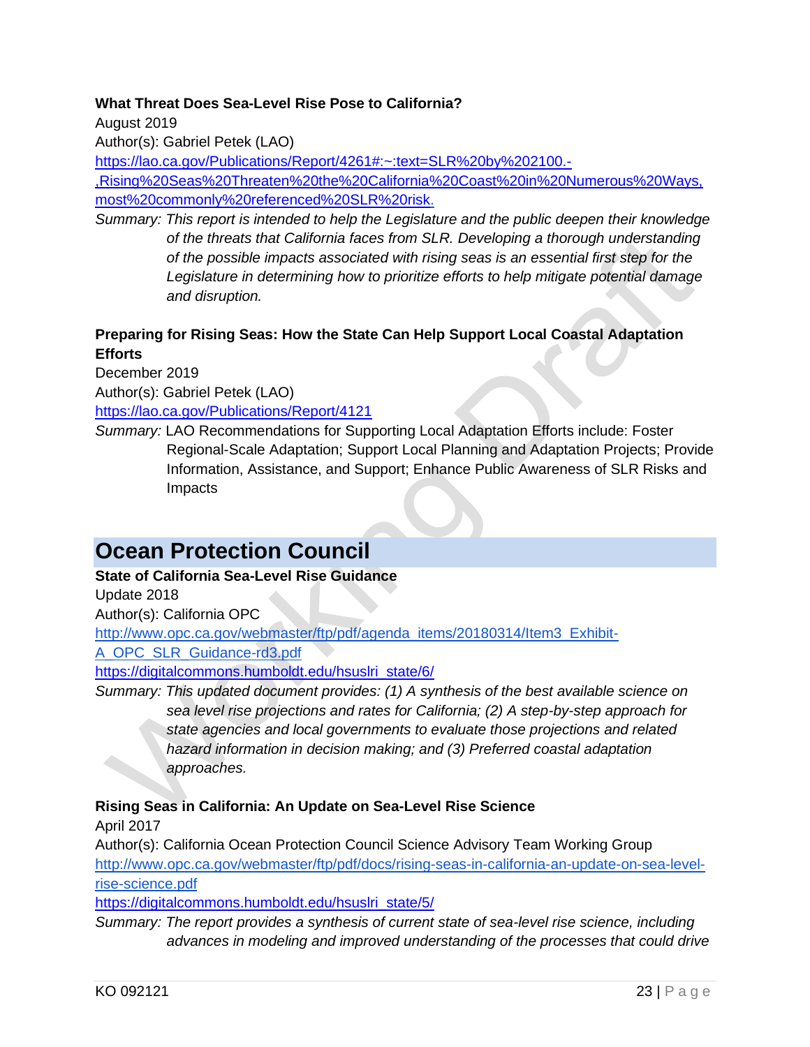**What Threat Does Sea-Level Rise Pose to California?**

August 2019

Author(s): Gabriel Petek (LAO)

https://lao.ca.gov/Publications/Report/4261#:~:text=SLR%20by%202100.-,Rising%20Seas%20Threaten%20the%20California%20Coast%20in%20Numerous%20Ways,most%20commonly%20referenced%20SLR%20risk.

*Summary: This report is intended to help the Legislature and the public deepen their knowledge of the threats that California faces from SLR. Developing a thorough understanding of the possible impacts associated with rising seas is an essential first step for the Legislature in determining how to prioritize efforts to help mitigate potential damage and disruption.*

**Preparing for Rising Seas: How the State Can Help Support Local Coastal Adaptation Efforts**

December 2019

Author(s): Gabriel Petek (LAO)

https://lao.ca.gov/Publications/Report/4121

*Summary:* LAO Recommendations for Supporting Local Adaptation Efforts include: Foster Regional-Scale Adaptation; Support Local Planning and Adaptation Projects; Provide Information, Assistance, and Support; Enhance Public Awareness of SLR Risks and Impacts

## Ocean Protection Council

**State of California Sea-Level Rise Guidance**

Update 2018

Author(s): California OPC

http://www.opc.ca.gov/webmaster/ftp/pdf/agenda_items/20180314/Item3_Exhibit-A_OPC_SLR_Guidance-rd3.pdf

https://digitalcommons.humboldt.edu/hsuslri_state/6/

*Summary: This updated document provides: (1) A synthesis of the best available science on sea level rise projections and rates for California; (2) A step-by-step approach for state agencies and local governments to evaluate those projections and related hazard information in decision making; and (3) Preferred coastal adaptation approaches.*

**Rising Seas in California: An Update on Sea-Level Rise Science**

April 2017

Author(s): California Ocean Protection Council Science Advisory Team Working Group

http://www.opc.ca.gov/webmaster/ftp/pdf/docs/rising-seas-in-california-an-update-on-sea-level-rise-science.pdf

https://digitalcommons.humboldt.edu/hsuslri_state/5/

*Summary: The report provides a synthesis of current state of sea-level rise science, including advances in modeling and improved understanding of the processes that could drive*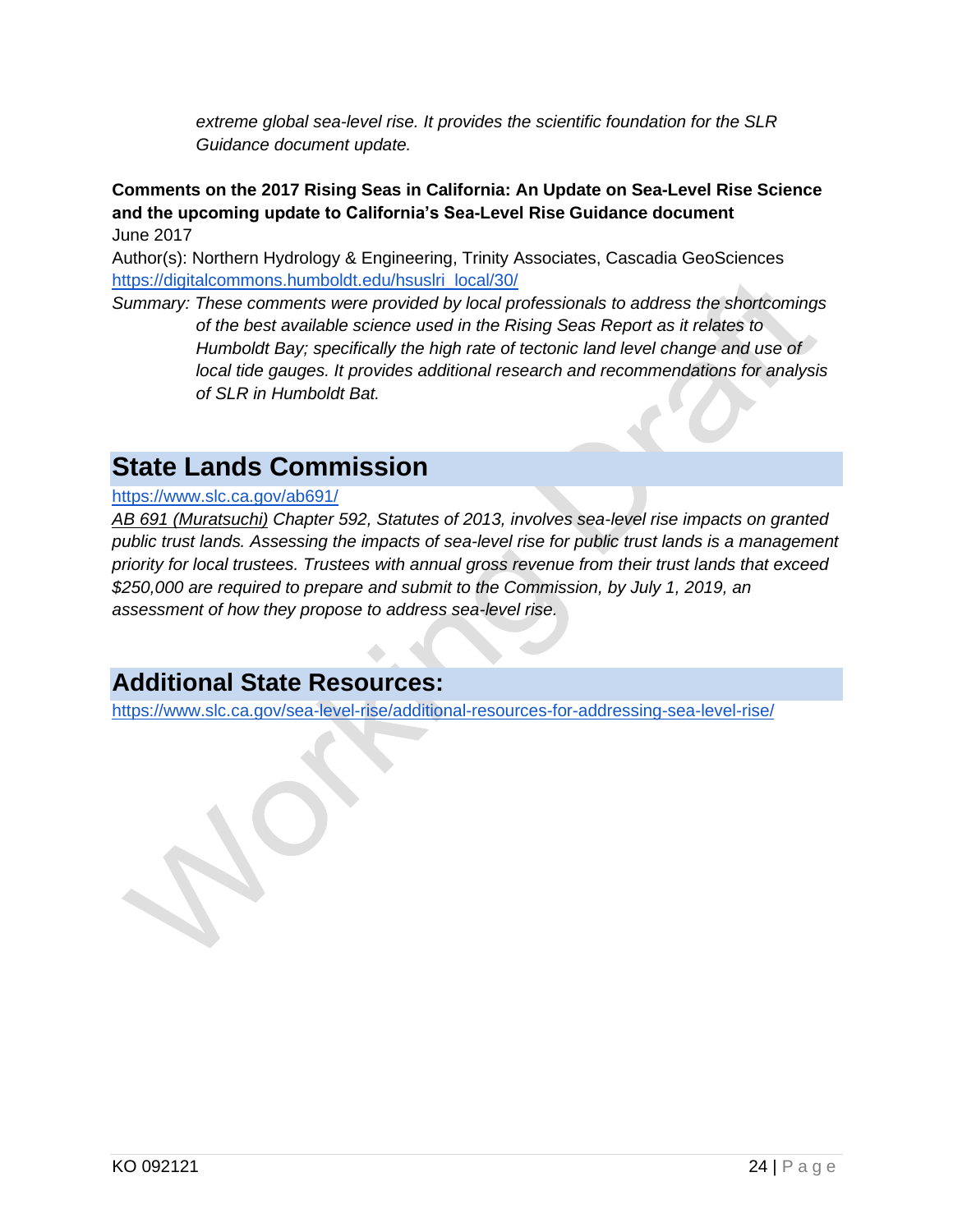*extreme global sea-level rise. It provides the scientific foundation for the SLR Guidance document update.*

**Comments on the 2017 Rising Seas in California: An Update on Sea-Level Rise Science and the upcoming update to California's Sea-Level Rise Guidance document**
June 2017
Author(s): Northern Hydrology & Engineering, Trinity Associates, Cascadia GeoSciences
https://digitalcommons.humboldt.edu/hsuslri_local/30/
*Summary: These comments were provided by local professionals to address the shortcomings of the best available science used in the Rising Seas Report as it relates to Humboldt Bay; specifically the high rate of tectonic land level change and use of local tide gauges. It provides additional research and recommendations for analysis of SLR in Humboldt Bat.*

# State Lands Commission

https://www.slc.ca.gov/ab691/

*AB 691 (Muratsuchi) Chapter 592, Statutes of 2013, involves sea-level rise impacts on granted public trust lands. Assessing the impacts of sea-level rise for public trust lands is a management priority for local trustees. Trustees with annual gross revenue from their trust lands that exceed $250,000 are required to prepare and submit to the Commission, by July 1, 2019, an assessment of how they propose to address sea-level rise.*

# Additional State Resources:

https://www.slc.ca.gov/sea-level-rise/additional-resources-for-addressing-sea-level-rise/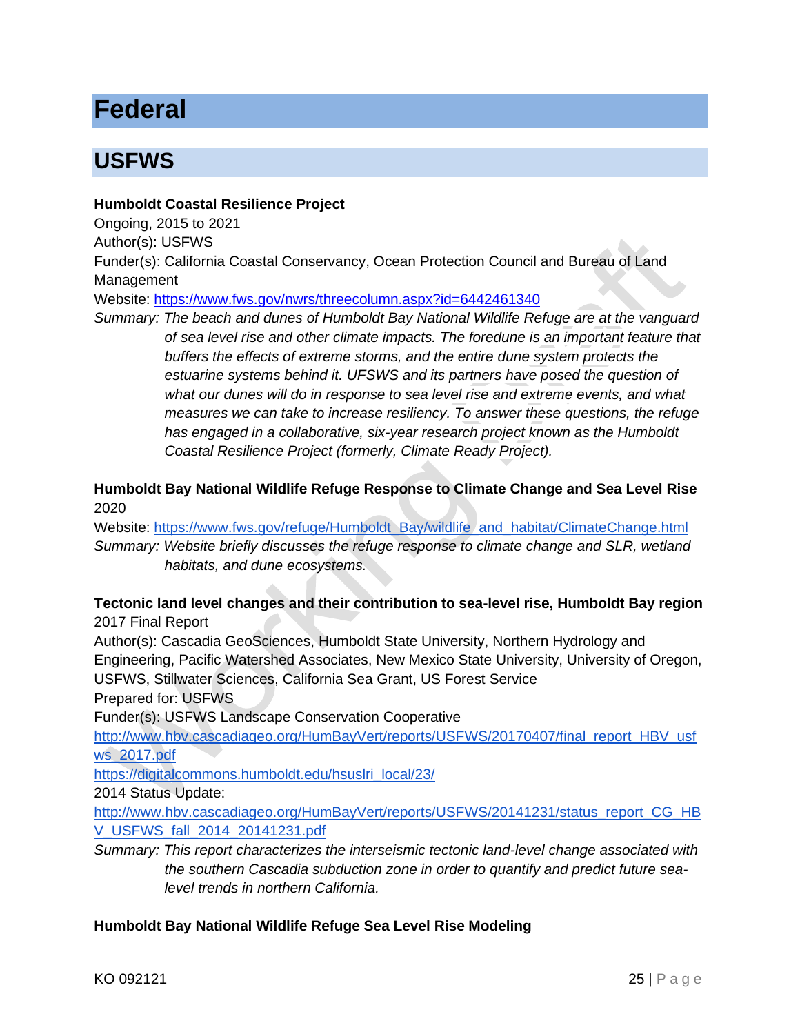# Federal

## USFWS

**Humboldt Coastal Resilience Project**

Ongoing, 2015 to 2021

Author(s): USFWS

Funder(s): California Coastal Conservancy, Ocean Protection Council and Bureau of Land Management

Website: https://www.fws.gov/nwrs/threecolumn.aspx?id=6442461340

*Summary: The beach and dunes of Humboldt Bay National Wildlife Refuge are at the vanguard of sea level rise and other climate impacts. The foredune is an important feature that buffers the effects of extreme storms, and the entire dune system protects the estuarine systems behind it. UFSWS and its partners have posed the question of what our dunes will do in response to sea level rise and extreme events, and what measures we can take to increase resiliency. To answer these questions, the refuge has engaged in a collaborative, six-year research project known as the Humboldt Coastal Resilience Project (formerly, Climate Ready Project).*

**Humboldt Bay National Wildlife Refuge Response to Climate Change and Sea Level Rise**

2020

Website: https://www.fws.gov/refuge/Humboldt_Bay/wildlife_and_habitat/ClimateChange.html

*Summary: Website briefly discusses the refuge response to climate change and SLR, wetland habitats, and dune ecosystems.*

**Tectonic land level changes and their contribution to sea-level rise, Humboldt Bay region**

2017 Final Report

Author(s): Cascadia GeoSciences, Humboldt State University, Northern Hydrology and Engineering, Pacific Watershed Associates, New Mexico State University, University of Oregon, USFWS, Stillwater Sciences, California Sea Grant, US Forest Service

Prepared for: USFWS

Funder(s): USFWS Landscape Conservation Cooperative

http://www.hbv.cascadiageo.org/HumBayVert/reports/USFWS/20170407/final_report_HBV_usfws_2017.pdf

https://digitalcommons.humboldt.edu/hsuslri_local/23/

2014 Status Update:

http://www.hbv.cascadiageo.org/HumBayVert/reports/USFWS/20141231/status_report_CG_HBV_USFWS_fall_2014_20141231.pdf

*Summary: This report characterizes the interseismic tectonic land-level change associated with the southern Cascadia subduction zone in order to quantify and predict future sea-level trends in northern California.*

**Humboldt Bay National Wildlife Refuge Sea Level Rise Modeling**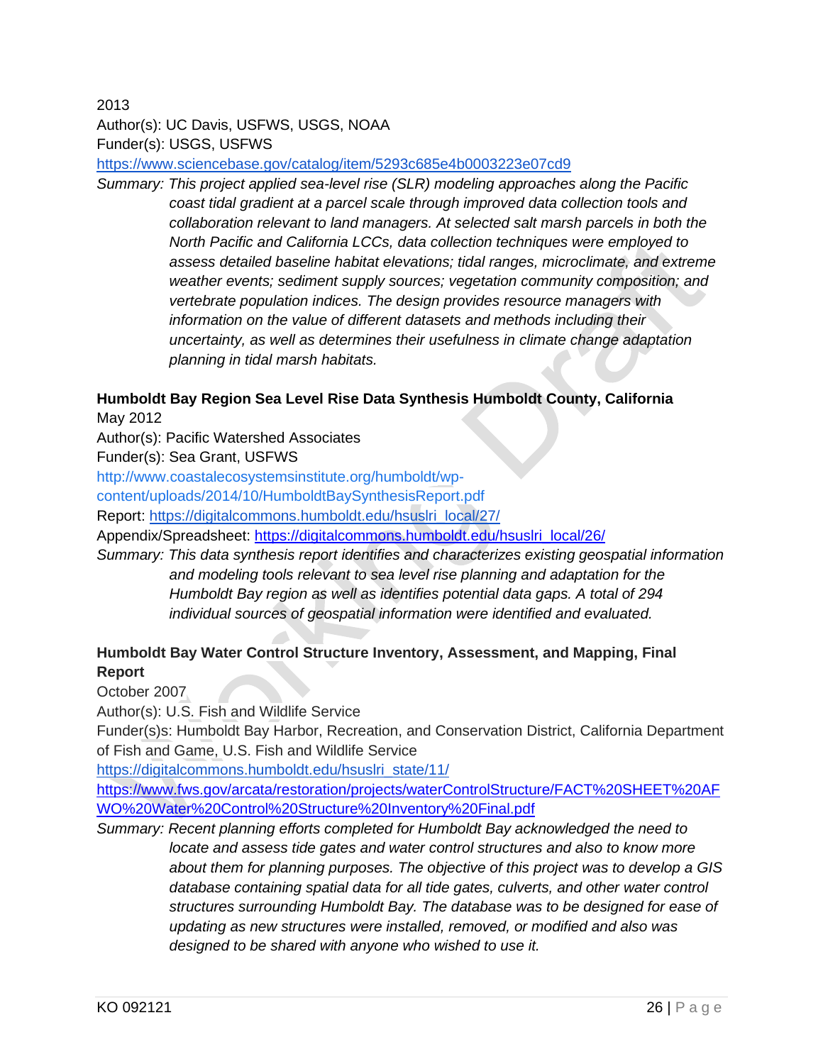2013

Author(s): UC Davis, USFWS, USGS, NOAA

Funder(s): USGS, USFWS

https://www.sciencebase.gov/catalog/item/5293c685e4b0003223e07cd9

*Summary: This project applied sea-level rise (SLR) modeling approaches along the Pacific coast tidal gradient at a parcel scale through improved data collection tools and collaboration relevant to land managers. At selected salt marsh parcels in both the North Pacific and California LCCs, data collection techniques were employed to assess detailed baseline habitat elevations; tidal ranges, microclimate, and extreme weather events; sediment supply sources; vegetation community composition; and vertebrate population indices. The design provides resource managers with information on the value of different datasets and methods including their uncertainty, as well as determines their usefulness in climate change adaptation planning in tidal marsh habitats.*

**Humboldt Bay Region Sea Level Rise Data Synthesis Humboldt County, California**

May 2012

Author(s): Pacific Watershed Associates

Funder(s): Sea Grant, USFWS

http://www.coastalecosystemsinstitute.org/humboldt/wp-content/uploads/2014/10/HumboldtBaySynthesisReport.pdf

Report: https://digitalcommons.humboldt.edu/hsuslri_local/27/

Appendix/Spreadsheet: https://digitalcommons.humboldt.edu/hsuslri_local/26/

*Summary: This data synthesis report identifies and characterizes existing geospatial information and modeling tools relevant to sea level rise planning and adaptation for the Humboldt Bay region as well as identifies potential data gaps. A total of 294 individual sources of geospatial information were identified and evaluated.*

**Humboldt Bay Water Control Structure Inventory, Assessment, and Mapping, Final Report**

October 2007

Author(s): U.S. Fish and Wildlife Service

Funder(s)s: Humboldt Bay Harbor, Recreation, and Conservation District, California Department of Fish and Game, U.S. Fish and Wildlife Service

https://digitalcommons.humboldt.edu/hsuslri_state/11/

https://www.fws.gov/arcata/restoration/projects/waterControlStructure/FACT%20SHEET%20AFWO%20Water%20Control%20Structure%20Inventory%20Final.pdf

*Summary: Recent planning efforts completed for Humboldt Bay acknowledged the need to locate and assess tide gates and water control structures and also to know more about them for planning purposes. The objective of this project was to develop a GIS database containing spatial data for all tide gates, culverts, and other water control structures surrounding Humboldt Bay. The database was to be designed for ease of updating as new structures were installed, removed, or modified and also was designed to be shared with anyone who wished to use it.*

KO 092121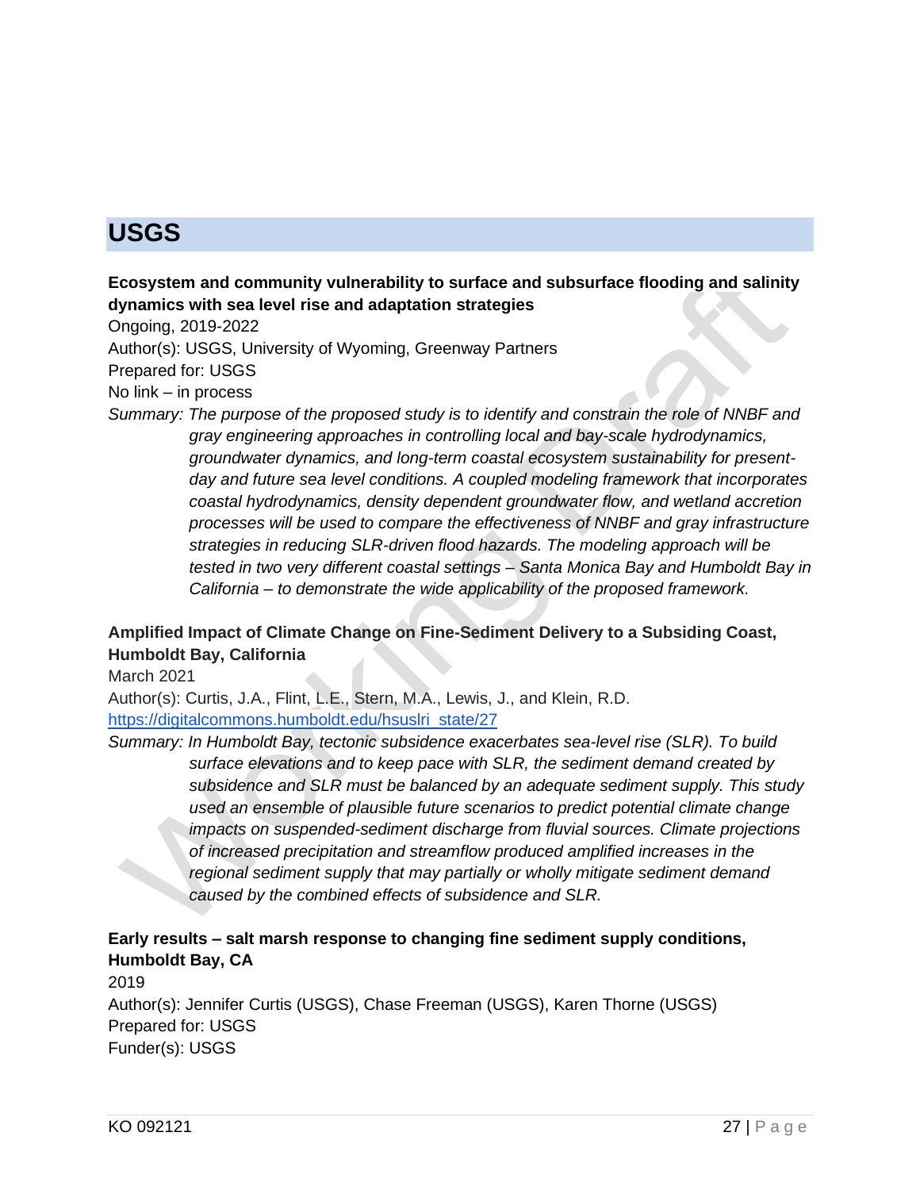# USGS

**Ecosystem and community vulnerability to surface and subsurface flooding and salinity dynamics with sea level rise and adaptation strategies**

Ongoing, 2019-2022

Author(s): USGS, University of Wyoming, Greenway Partners

Prepared for: USGS

No link – in process

*Summary: The purpose of the proposed study is to identify and constrain the role of NNBF and gray engineering approaches in controlling local and bay-scale hydrodynamics, groundwater dynamics, and long-term coastal ecosystem sustainability for present-day and future sea level conditions. A coupled modeling framework that incorporates coastal hydrodynamics, density dependent groundwater flow, and wetland accretion processes will be used to compare the effectiveness of NNBF and gray infrastructure strategies in reducing SLR-driven flood hazards. The modeling approach will be tested in two very different coastal settings – Santa Monica Bay and Humboldt Bay in California – to demonstrate the wide applicability of the proposed framework.*

**Amplified Impact of Climate Change on Fine-Sediment Delivery to a Subsiding Coast, Humboldt Bay, California**

March 2021

Author(s): Curtis, J.A., Flint, L.E., Stern, M.A., Lewis, J., and Klein, R.D.

https://digitalcommons.humboldt.edu/hsuslri_state/27

*Summary: In Humboldt Bay, tectonic subsidence exacerbates sea-level rise (SLR). To build surface elevations and to keep pace with SLR, the sediment demand created by subsidence and SLR must be balanced by an adequate sediment supply. This study used an ensemble of plausible future scenarios to predict potential climate change impacts on suspended-sediment discharge from fluvial sources. Climate projections of increased precipitation and streamflow produced amplified increases in the regional sediment supply that may partially or wholly mitigate sediment demand caused by the combined effects of subsidence and SLR.*

**Early results – salt marsh response to changing fine sediment supply conditions, Humboldt Bay, CA**

2019

Author(s): Jennifer Curtis (USGS), Chase Freeman (USGS), Karen Thorne (USGS)

Prepared for: USGS

Funder(s): USGS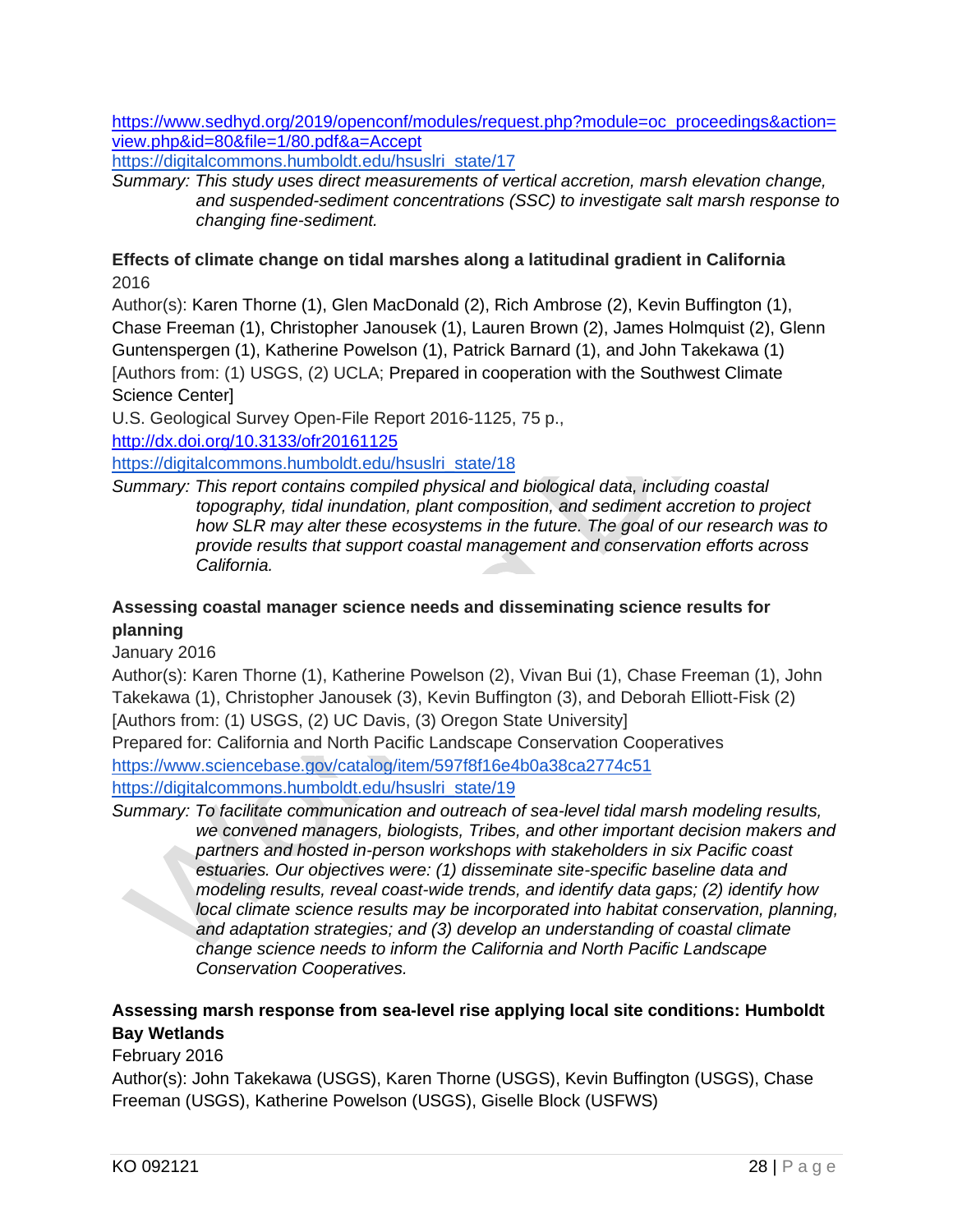https://www.sedhyd.org/2019/openconf/modules/request.php?module=oc_proceedings&action=view.php&id=80&file=1/80.pdf&a=Accept
https://digitalcommons.humboldt.edu/hsuslri_state/17

*Summary: This study uses direct measurements of vertical accretion, marsh elevation change, and suspended-sediment concentrations (SSC) to investigate salt marsh response to changing fine-sediment.*

**Effects of climate change on tidal marshes along a latitudinal gradient in California**
2016

Author(s): Karen Thorne (1), Glen MacDonald (2), Rich Ambrose (2), Kevin Buffington (1), Chase Freeman (1), Christopher Janousek (1), Lauren Brown (2), James Holmquist (2), Glenn Guntenspergen (1), Katherine Powelson (1), Patrick Barnard (1), and John Takekawa (1)
[Authors from: (1) USGS, (2) UCLA; Prepared in cooperation with the Southwest Climate Science Center]

U.S. Geological Survey Open-File Report 2016-1125, 75 p.,
http://dx.doi.org/10.3133/ofr20161125
https://digitalcommons.humboldt.edu/hsuslri_state/18

*Summary: This report contains compiled physical and biological data, including coastal topography, tidal inundation, plant composition, and sediment accretion to project how SLR may alter these ecosystems in the future. The goal of our research was to provide results that support coastal management and conservation efforts across California.*

**Assessing coastal manager science needs and disseminating science results for planning**
January 2016

Author(s): Karen Thorne (1), Katherine Powelson (2), Vivan Bui (1), Chase Freeman (1), John Takekawa (1), Christopher Janousek (3), Kevin Buffington (3), and Deborah Elliott-Fisk (2)
[Authors from: (1) USGS, (2) UC Davis, (3) Oregon State University]

Prepared for: California and North Pacific Landscape Conservation Cooperatives
https://www.sciencebase.gov/catalog/item/597f8f16e4b0a38ca2774c51
https://digitalcommons.humboldt.edu/hsuslri_state/19

*Summary: To facilitate communication and outreach of sea-level tidal marsh modeling results, we convened managers, biologists, Tribes, and other important decision makers and partners and hosted in-person workshops with stakeholders in six Pacific coast estuaries. Our objectives were: (1) disseminate site-specific baseline data and modeling results, reveal coast-wide trends, and identify data gaps; (2) identify how local climate science results may be incorporated into habitat conservation, planning, and adaptation strategies; and (3) develop an understanding of coastal climate change science needs to inform the California and North Pacific Landscape Conservation Cooperatives.*

**Assessing marsh response from sea-level rise applying local site conditions: Humboldt Bay Wetlands**
February 2016

Author(s): John Takekawa (USGS), Karen Thorne (USGS), Kevin Buffington (USGS), Chase Freeman (USGS), Katherine Powelson (USGS), Giselle Block (USFWS)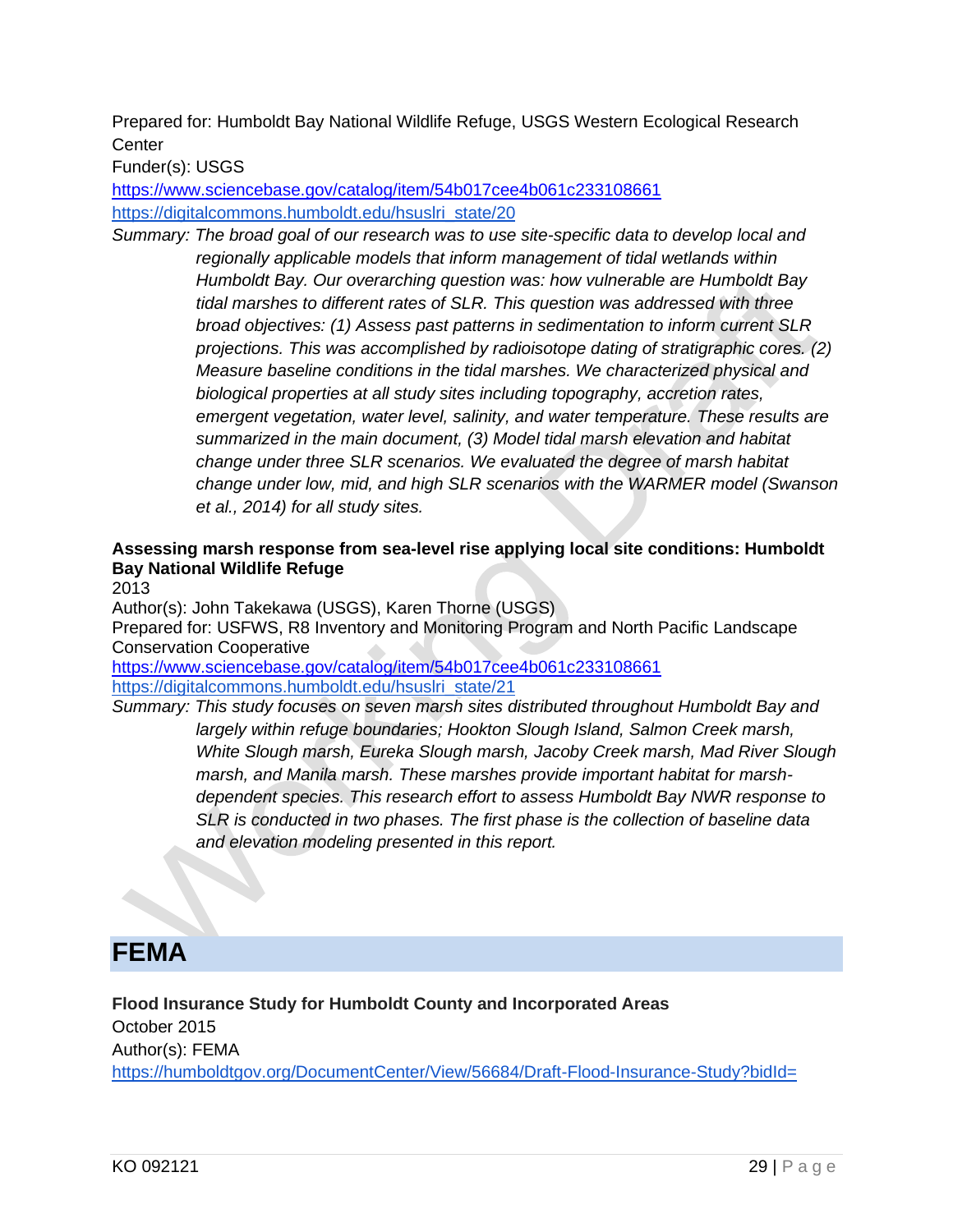Prepared for: Humboldt Bay National Wildlife Refuge, USGS Western Ecological Research Center
Funder(s): USGS
https://www.sciencebase.gov/catalog/item/54b017cee4b061c233108661
https://digitalcommons.humboldt.edu/hsuslri_state/20

*Summary: The broad goal of our research was to use site-specific data to develop local and regionally applicable models that inform management of tidal wetlands within Humboldt Bay. Our overarching question was: how vulnerable are Humboldt Bay tidal marshes to different rates of SLR. This question was addressed with three broad objectives: (1) Assess past patterns in sedimentation to inform current SLR projections. This was accomplished by radioisotope dating of stratigraphic cores. (2) Measure baseline conditions in the tidal marshes. We characterized physical and biological properties at all study sites including topography, accretion rates, emergent vegetation, water level, salinity, and water temperature. These results are summarized in the main document, (3) Model tidal marsh elevation and habitat change under three SLR scenarios. We evaluated the degree of marsh habitat change under low, mid, and high SLR scenarios with the WARMER model (Swanson et al., 2014) for all study sites.*

**Assessing marsh response from sea-level rise applying local site conditions: Humboldt Bay National Wildlife Refuge**
2013
Author(s): John Takekawa (USGS), Karen Thorne (USGS)
Prepared for: USFWS, R8 Inventory and Monitoring Program and North Pacific Landscape Conservation Cooperative
https://www.sciencebase.gov/catalog/item/54b017cee4b061c233108661
https://digitalcommons.humboldt.edu/hsuslri_state/21

*Summary: This study focuses on seven marsh sites distributed throughout Humboldt Bay and largely within refuge boundaries; Hookton Slough Island, Salmon Creek marsh, White Slough marsh, Eureka Slough marsh, Jacoby Creek marsh, Mad River Slough marsh, and Manila marsh. These marshes provide important habitat for marsh-dependent species. This research effort to assess Humboldt Bay NWR response to SLR is conducted in two phases. The first phase is the collection of baseline data and elevation modeling presented in this report.*

## FEMA

**Flood Insurance Study for Humboldt County and Incorporated Areas**
October 2015
Author(s): FEMA
https://humboldtgov.org/DocumentCenter/View/56684/Draft-Flood-Insurance-Study?bidId=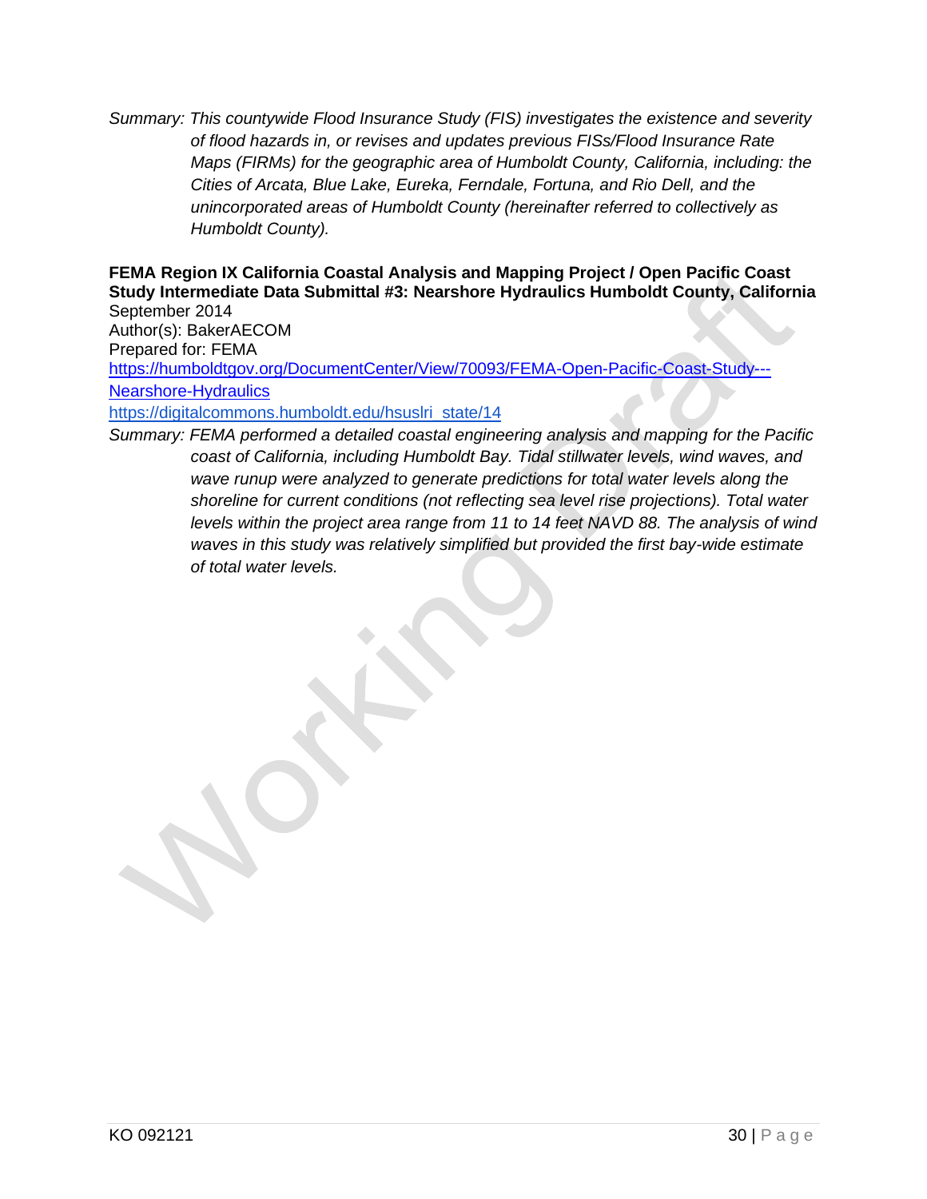*Summary: This countywide Flood Insurance Study (FIS) investigates the existence and severity of flood hazards in, or revises and updates previous FISs/Flood Insurance Rate Maps (FIRMs) for the geographic area of Humboldt County, California, including: the Cities of Arcata, Blue Lake, Eureka, Ferndale, Fortuna, and Rio Dell, and the unincorporated areas of Humboldt County (hereinafter referred to collectively as Humboldt County).*

**FEMA Region IX California Coastal Analysis and Mapping Project / Open Pacific Coast Study Intermediate Data Submittal #3: Nearshore Hydraulics Humboldt County, California**
September 2014
Author(s): BakerAECOM
Prepared for: FEMA
https://humboldtgov.org/DocumentCenter/View/70093/FEMA-Open-Pacific-Coast-Study---Nearshore-Hydraulics
https://digitalcommons.humboldt.edu/hsuslri_state/14

*Summary: FEMA performed a detailed coastal engineering analysis and mapping for the Pacific coast of California, including Humboldt Bay. Tidal stillwater levels, wind waves, and wave runup were analyzed to generate predictions for total water levels along the shoreline for current conditions (not reflecting sea level rise projections). Total water levels within the project area range from 11 to 14 feet NAVD 88. The analysis of wind waves in this study was relatively simplified but provided the first bay-wide estimate of total water levels.*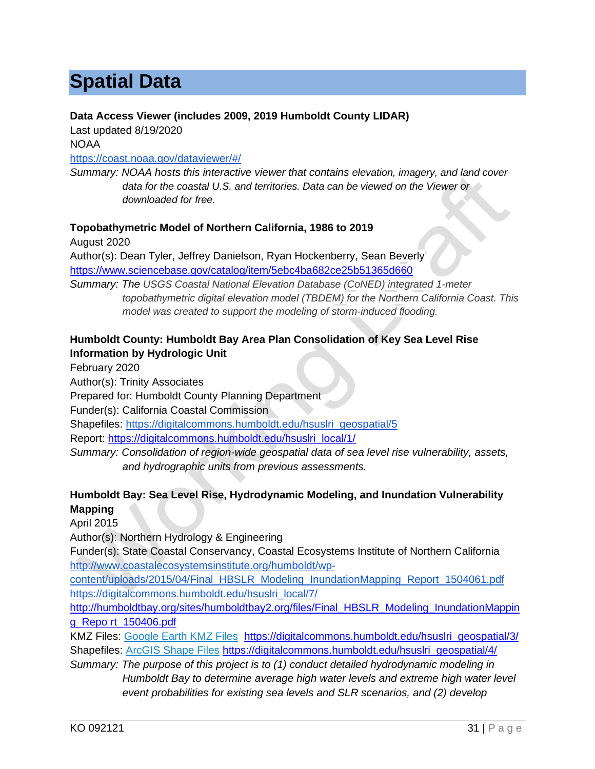# Spatial Data

**Data Access Viewer (includes 2009, 2019 Humboldt County LIDAR)**
Last updated 8/19/2020
NOAA
https://coast.noaa.gov/dataviewer/#/
*Summary: NOAA hosts this interactive viewer that contains elevation, imagery, and land cover data for the coastal U.S. and territories. Data can be viewed on the Viewer or downloaded for free.*

**Topobathymetric Model of Northern California, 1986 to 2019**
August 2020
Author(s): Dean Tyler, Jeffrey Danielson, Ryan Hockenberry, Sean Beverly
https://www.sciencebase.gov/catalog/item/5ebc4ba682ce25b51365d660
*Summary: The USGS Coastal National Elevation Database (CoNED) integrated 1-meter topobathymetric digital elevation model (TBDEM) for the Northern California Coast. This model was created to support the modeling of storm-induced flooding.*

**Humboldt County: Humboldt Bay Area Plan Consolidation of Key Sea Level Rise Information by Hydrologic Unit**
February 2020
Author(s): Trinity Associates
Prepared for: Humboldt County Planning Department
Funder(s): California Coastal Commission
Shapefiles: https://digitalcommons.humboldt.edu/hsuslri_geospatial/5
Report: https://digitalcommons.humboldt.edu/hsuslri_local/1/
*Summary: Consolidation of region-wide geospatial data of sea level rise vulnerability, assets, and hydrographic units from previous assessments.*

**Humboldt Bay: Sea Level Rise, Hydrodynamic Modeling, and Inundation Vulnerability Mapping**
April 2015
Author(s): Northern Hydrology & Engineering
Funder(s): State Coastal Conservancy, Coastal Ecosystems Institute of Northern California
http://www.coastalecosystemsinstitute.org/humboldt/wp-content/uploads/2015/04/Final_HBSLR_Modeling_InundationMapping_Report_1504061.pdf
https://digitalcommons.humboldt.edu/hsuslri_local/7/
http://humboldtbay.org/sites/humboldtbay2.org/files/Final_HBSLR_Modeling_InundationMapping_Repo rt_150406.pdf
KMZ Files: Google Earth KMZ Files https://digitalcommons.humboldt.edu/hsuslri_geospatial/3/
Shapefiles: ArcGIS Shape Files https://digitalcommons.humboldt.edu/hsuslri_geospatial/4/
*Summary: The purpose of this project is to (1) conduct detailed hydrodynamic modeling in Humboldt Bay to determine average high water levels and extreme high water level event probabilities for existing sea levels and SLR scenarios, and (2) develop*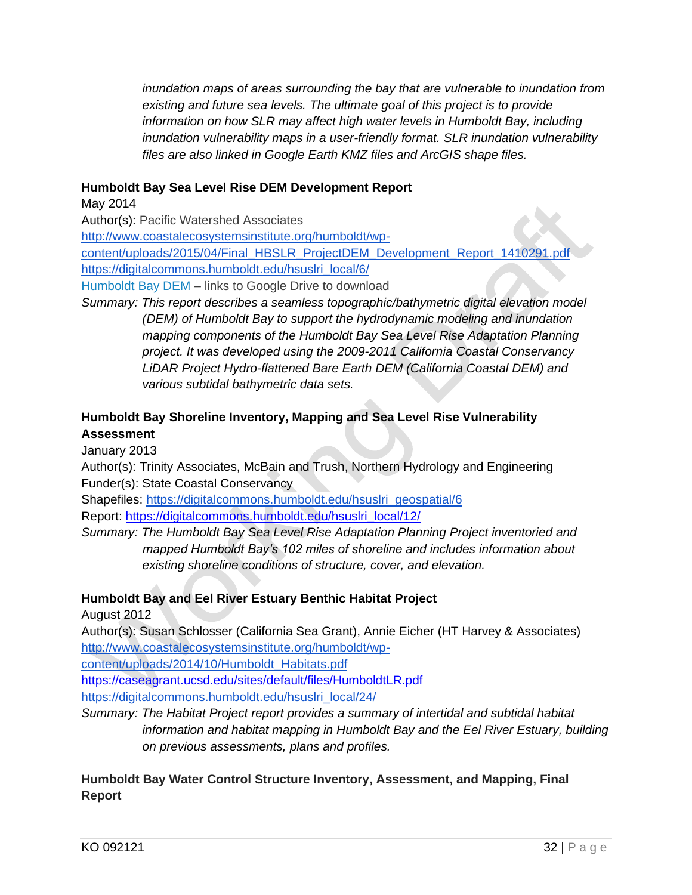*inundation maps of areas surrounding the bay that are vulnerable to inundation from existing and future sea levels. The ultimate goal of this project is to provide information on how SLR may affect high water levels in Humboldt Bay, including inundation vulnerability maps in a user-friendly format. SLR inundation vulnerability files are also linked in Google Earth KMZ files and ArcGIS shape files.*

**Humboldt Bay Sea Level Rise DEM Development Report**
May 2014
Author(s): Pacific Watershed Associates
http://www.coastalecosystemsinstitute.org/humboldt/wp-content/uploads/2015/04/Final_HBSLR_ProjectDEM_Development_Report_1410291.pdf
https://digitalcommons.humboldt.edu/hsuslri_local/6/
Humboldt Bay DEM – links to Google Drive to download
Summary: *This report describes a seamless topographic/bathymetric digital elevation model (DEM) of Humboldt Bay to support the hydrodynamic modeling and inundation mapping components of the Humboldt Bay Sea Level Rise Adaptation Planning project. It was developed using the 2009-2011 California Coastal Conservancy LiDAR Project Hydro-flattened Bare Earth DEM (California Coastal DEM) and various subtidal bathymetric data sets.*

**Humboldt Bay Shoreline Inventory, Mapping and Sea Level Rise Vulnerability Assessment**
January 2013
Author(s): Trinity Associates, McBain and Trush, Northern Hydrology and Engineering
Funder(s): State Coastal Conservancy
Shapefiles: https://digitalcommons.humboldt.edu/hsuslri_geospatial/6
Report: https://digitalcommons.humboldt.edu/hsuslri_local/12/
Summary: *The Humboldt Bay Sea Level Rise Adaptation Planning Project inventoried and mapped Humboldt Bay's 102 miles of shoreline and includes information about existing shoreline conditions of structure, cover, and elevation.*

**Humboldt Bay and Eel River Estuary Benthic Habitat Project**
August 2012
Author(s): Susan Schlosser (California Sea Grant), Annie Eicher (HT Harvey & Associates)
http://www.coastalecosystemsinstitute.org/humboldt/wp-content/uploads/2014/10/Humboldt_Habitats.pdf
https://caseagrant.ucsd.edu/sites/default/files/HumboldtLR.pdf
https://digitalcommons.humboldt.edu/hsuslri_local/24/
Summary: *The Habitat Project report provides a summary of intertidal and subtidal habitat information and habitat mapping in Humboldt Bay and the Eel River Estuary, building on previous assessments, plans and profiles.*

**Humboldt Bay Water Control Structure Inventory, Assessment, and Mapping, Final Report**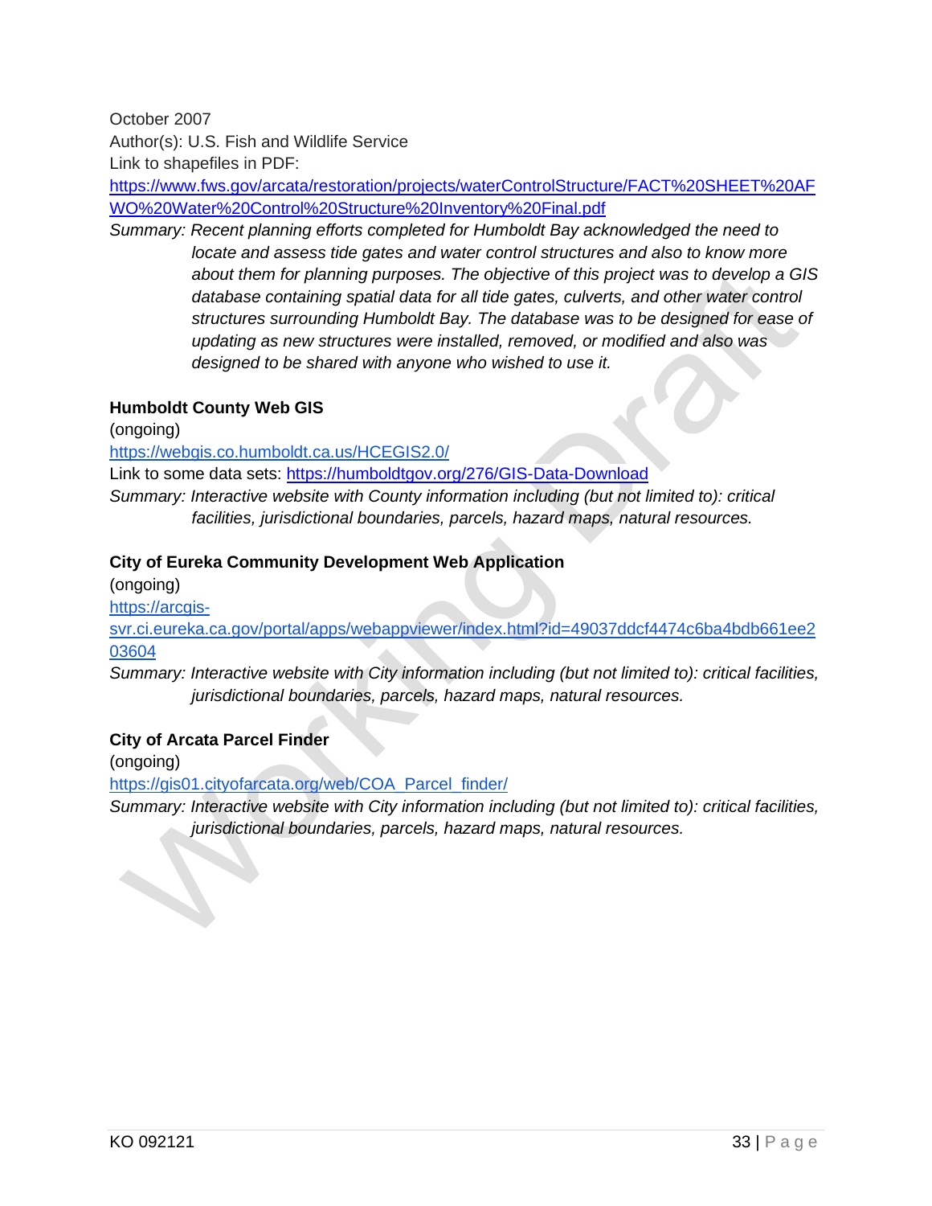October 2007
Author(s): U.S. Fish and Wildlife Service
Link to shapefiles in PDF: [https://www.fws.gov/arcata/restoration/projects/waterControlStructure/FACT%20SHEET%20AFWO%20Water%20Control%20Structure%20Inventory%20Final.pdf](https://www.fws.gov/arcata/restoration/projects/waterControlStructure/FACT%20SHEET%20AFWO%20Water%20Control%20Structure%20Inventory%20Final.pdf)

*Summary: Recent planning efforts completed for Humboldt Bay acknowledged the need to locate and assess tide gates and water control structures and also to know more about them for planning purposes. The objective of this project was to develop a GIS database containing spatial data for all tide gates, culverts, and other water control structures surrounding Humboldt Bay. The database was to be designed for ease of updating as new structures were installed, removed, or modified and also was designed to be shared with anyone who wished to use it.*

**Humboldt County Web GIS**

(ongoing)
[https://webgis.co.humboldt.ca.us/HCEGIS2.0/](https://webgis.co.humboldt.ca.us/HCEGIS2.0/)
Link to some data sets: [https://humboldtgov.org/276/GIS-Data-Download](https://humboldtgov.org/276/GIS-Data-Download)

*Summary: Interactive website with County information including (but not limited to): critical facilities, jurisdictional boundaries, parcels, hazard maps, natural resources.*

**City of Eureka Community Development Web Application**

(ongoing)
[https://arcgis-svr.ci.eureka.ca.gov/portal/apps/webappviewer/index.html?id=49037ddcf4474c6ba4bdb661ee203604](https://arcgis-svr.ci.eureka.ca.gov/portal/apps/webappviewer/index.html?id=49037ddcf4474c6ba4bdb661ee203604)

*Summary: Interactive website with City information including (but not limited to): critical facilities, jurisdictional boundaries, parcels, hazard maps, natural resources.*

**City of Arcata Parcel Finder**

(ongoing)
[https://gis01.cityofarcata.org/web/COA_Parcel_finder/](https://gis01.cityofarcata.org/web/COA_Parcel_finder/)

*Summary: Interactive website with City information including (but not limited to): critical facilities, jurisdictional boundaries, parcels, hazard maps, natural resources.*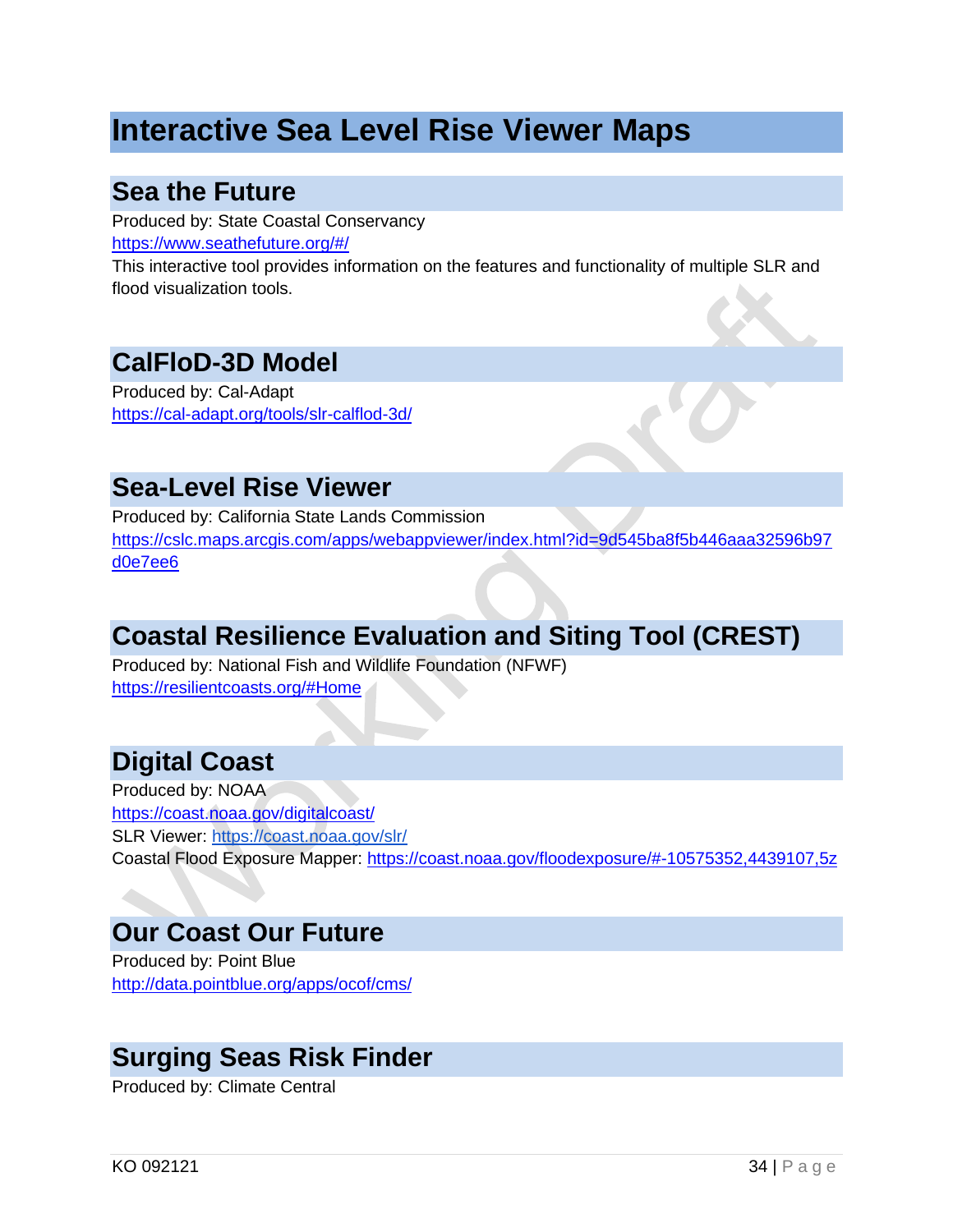# Interactive Sea Level Rise Viewer Maps

## Sea the Future

Produced by: State Coastal Conservancy

https://www.seathefuture.org/#/

This interactive tool provides information on the features and functionality of multiple SLR and flood visualization tools.

## CalFloD-3D Model

Produced by: Cal-Adapt

https://cal-adapt.org/tools/slr-calflod-3d/

## Sea-Level Rise Viewer

Produced by: California State Lands Commission

https://cslc.maps.arcgis.com/apps/webappviewer/index.html?id=9d545ba8f5b446aaa32596b97d0e7ee6

## Coastal Resilience Evaluation and Siting Tool (CREST)

Produced by: National Fish and Wildlife Foundation (NFWF)

https://resilientcoasts.org/#Home

## Digital Coast

Produced by: NOAA

https://coast.noaa.gov/digitalcoast/

SLR Viewer: https://coast.noaa.gov/slr/

Coastal Flood Exposure Mapper: https://coast.noaa.gov/floodexposure/#-10575352,4439107,5z

## Our Coast Our Future

Produced by: Point Blue

http://data.pointblue.org/apps/ocof/cms/

## Surging Seas Risk Finder

Produced by: Climate Central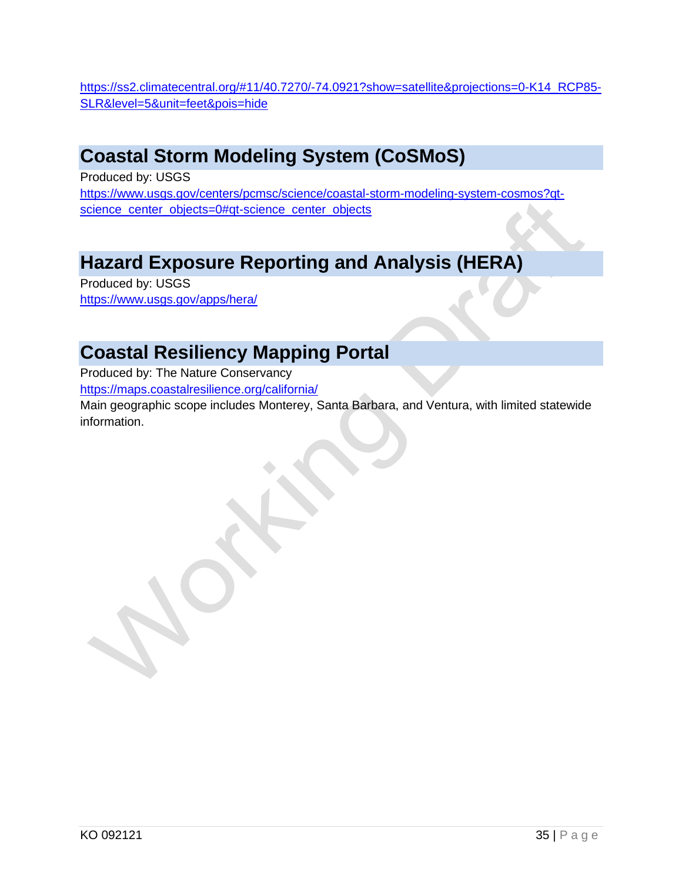https://ss2.climatecentral.org/#11/40.7270/-74.0921?show=satellite&projections=0-K14_RCP85-SLR&level=5&unit=feet&pois=hide

## Coastal Storm Modeling System (CoSMoS)

Produced by: USGS
https://www.usgs.gov/centers/pcmsc/science/coastal-storm-modeling-system-cosmos?qt-science_center_objects=0#qt-science_center_objects

## Hazard Exposure Reporting and Analysis (HERA)

Produced by: USGS
https://www.usgs.gov/apps/hera/

## Coastal Resiliency Mapping Portal

Produced by: The Nature Conservancy
https://maps.coastalresilience.org/california/
Main geographic scope includes Monterey, Santa Barbara, and Ventura, with limited statewide information.